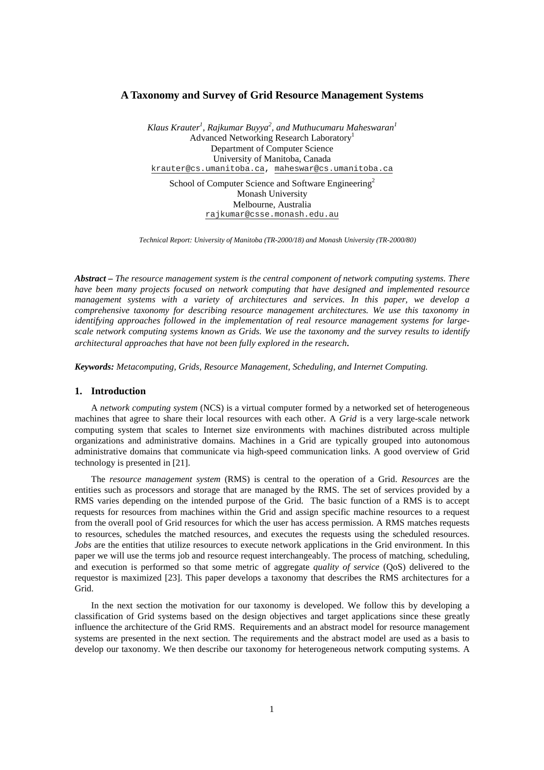# A Taxonomy and Survey of Grid Resource Management Systems

*Klaus Krauter[1], Rajkumar Buyya[2], and Muthucumaru Maheswaran[1]*
Advanced Networking Research Laboratory[1]
Department of Computer Science
University of Manitoba, Canada
krauter@cs.umanitoba.ca, maheswar@cs.umanitoba.ca

School of Computer Science and Software Engineering[2]
Monash University
Melbourne, Australia
rajkumar@csse.monash.edu.au

*Technical Report: University of Manitoba (TR-2000/18) and Monash University (TR-2000/80)*

***Abstract –*** *The resource management system is the central component of network computing systems. There have been many projects focused on network computing that have designed and implemented resource management systems with a variety of architectures and services. In this paper, we develop a comprehensive taxonomy for describing resource management architectures. We use this taxonomy in identifying approaches followed in the implementation of real resource management systems for large-scale network computing systems known as Grids. We use the taxonomy and the survey results to identify architectural approaches that have not been fully explored in the research.*

***Keywords:*** *Metacomputing, Grids, Resource Management, Scheduling, and Internet Computing.*

## 1. Introduction

A *network computing system* (NCS) is a virtual computer formed by a networked set of heterogeneous machines that agree to share their local resources with each other. A *Grid* is a very large-scale network computing system that scales to Internet size environments with machines distributed across multiple organizations and administrative domains. Machines in a Grid are typically grouped into autonomous administrative domains that communicate via high-speed communication links. A good overview of Grid technology is presented in [21].

The *resource management system* (RMS) is central to the operation of a Grid. *Resources* are the entities such as processors and storage that are managed by the RMS. The set of services provided by a RMS varies depending on the intended purpose of the Grid. The basic function of a RMS is to accept requests for resources from machines within the Grid and assign specific machine resources to a request from the overall pool of Grid resources for which the user has access permission. A RMS matches requests to resources, schedules the matched resources, and executes the requests using the scheduled resources. *Jobs* are the entities that utilize resources to execute network applications in the Grid environment. In this paper we will use the terms job and resource request interchangeably. The process of matching, scheduling, and execution is performed so that some metric of aggregate *quality of service* (QoS) delivered to the requestor is maximized [23]. This paper develops a taxonomy that describes the RMS architectures for a Grid.

In the next section the motivation for our taxonomy is developed. We follow this by developing a classification of Grid systems based on the design objectives and target applications since these greatly influence the architecture of the Grid RMS. Requirements and an abstract model for resource management systems are presented in the next section. The requirements and the abstract model are used as a basis to develop our taxonomy. We then describe our taxonomy for heterogeneous network computing systems. A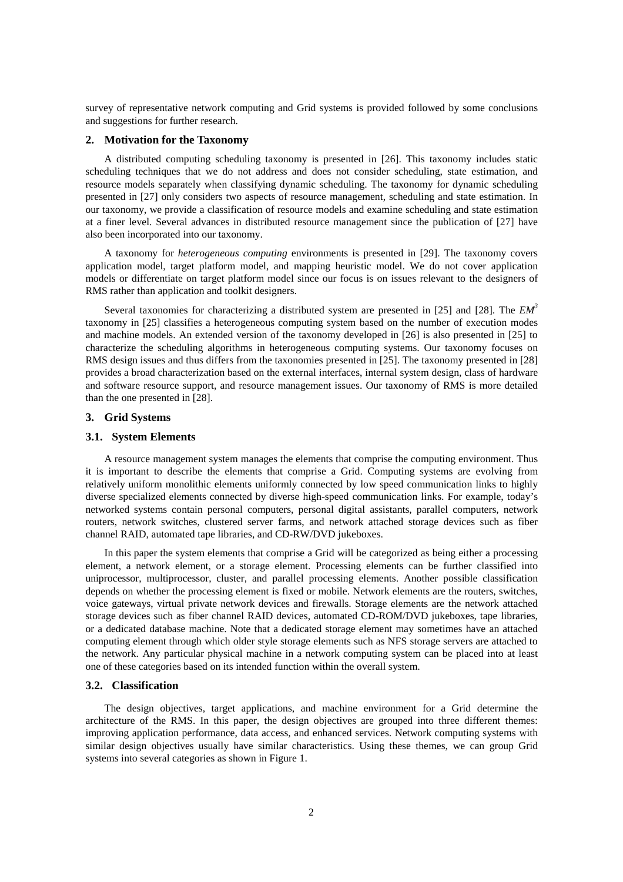survey of representative network computing and Grid systems is provided followed by some conclusions and suggestions for further research.

## 2. Motivation for the Taxonomy

A distributed computing scheduling taxonomy is presented in [26]. This taxonomy includes static scheduling techniques that we do not address and does not consider scheduling, state estimation, and resource models separately when classifying dynamic scheduling. The taxonomy for dynamic scheduling presented in [27] only considers two aspects of resource management, scheduling and state estimation. In our taxonomy, we provide a classification of resource models and examine scheduling and state estimation at a finer level. Several advances in distributed resource management since the publication of [27] have also been incorporated into our taxonomy.

A taxonomy for *heterogeneous computing* environments is presented in [29]. The taxonomy covers application model, target platform model, and mapping heuristic model. We do not cover application models or differentiate on target platform model since our focus is on issues relevant to the designers of RMS rather than application and toolkit designers.

Several taxonomies for characterizing a distributed system are presented in [25] and [28]. The $EM^3$ taxonomy in [25] classifies a heterogeneous computing system based on the number of execution modes and machine models. An extended version of the taxonomy developed in [26] is also presented in [25] to characterize the scheduling algorithms in heterogeneous computing systems. Our taxonomy focuses on RMS design issues and thus differs from the taxonomies presented in [25]. The taxonomy presented in [28] provides a broad characterization based on the external interfaces, internal system design, class of hardware and software resource support, and resource management issues. Our taxonomy of RMS is more detailed than the one presented in [28].

## 3. Grid Systems

### 3.1. System Elements

A resource management system manages the elements that comprise the computing environment. Thus it is important to describe the elements that comprise a Grid. Computing systems are evolving from relatively uniform monolithic elements uniformly connected by low speed communication links to highly diverse specialized elements connected by diverse high-speed communication links. For example, today's networked systems contain personal computers, personal digital assistants, parallel computers, network routers, network switches, clustered server farms, and network attached storage devices such as fiber channel RAID, automated tape libraries, and CD-RW/DVD jukeboxes.

In this paper the system elements that comprise a Grid will be categorized as being either a processing element, a network element, or a storage element. Processing elements can be further classified into uniprocessor, multiprocessor, cluster, and parallel processing elements. Another possible classification depends on whether the processing element is fixed or mobile. Network elements are the routers, switches, voice gateways, virtual private network devices and firewalls. Storage elements are the network attached storage devices such as fiber channel RAID devices, automated CD-ROM/DVD jukeboxes, tape libraries, or a dedicated database machine. Note that a dedicated storage element may sometimes have an attached computing element through which older style storage elements such as NFS storage servers are attached to the network. Any particular physical machine in a network computing system can be placed into at least one of these categories based on its intended function within the overall system.

### 3.2. Classification

The design objectives, target applications, and machine environment for a Grid determine the architecture of the RMS. In this paper, the design objectives are grouped into three different themes: improving application performance, data access, and enhanced services. Network computing systems with similar design objectives usually have similar characteristics. Using these themes, we can group Grid systems into several categories as shown in Figure 1.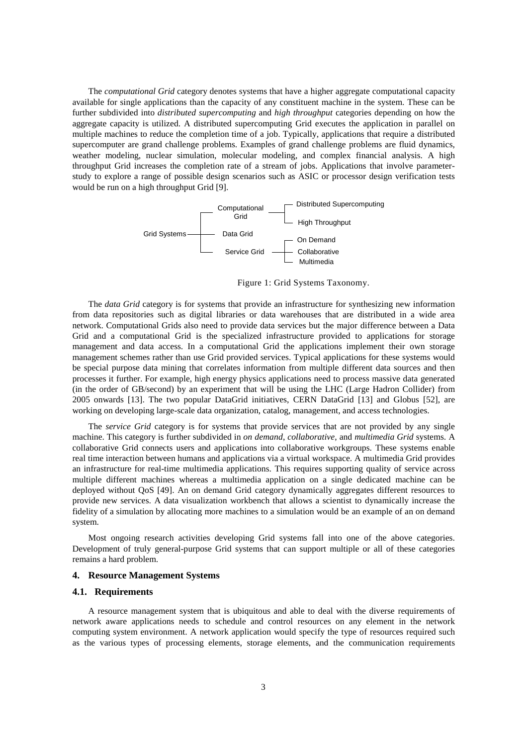The *computational Grid* category denotes systems that have a higher aggregate computational capacity available for single applications than the capacity of any constituent machine in the system. These can be further subdivided into *distributed supercomputing* and *high throughput* categories depending on how the aggregate capacity is utilized. A distributed supercomputing Grid executes the application in parallel on multiple machines to reduce the completion time of a job. Typically, applications that require a distributed supercomputer are grand challenge problems. Examples of grand challenge problems are fluid dynamics, weather modeling, nuclear simulation, molecular modeling, and complex financial analysis. A high throughput Grid increases the completion rate of a stream of jobs. Applications that involve parameter-study to explore a range of possible design scenarios such as ASIC or processor design verification tests would be run on a high throughput Grid [9].

- Grid Systems
  - Computational Grid
    - Distributed Supercomputing
    - High Throughput
  - Data Grid
  - Service Grid
    - On Demand
    - Collaborative
    - Multimedia

Figure 1: Grid Systems Taxonomy.

The *data Grid* category is for systems that provide an infrastructure for synthesizing new information from data repositories such as digital libraries or data warehouses that are distributed in a wide area network. Computational Grids also need to provide data services but the major difference between a Data Grid and a computational Grid is the specialized infrastructure provided to applications for storage management and data access. In a computational Grid the applications implement their own storage management schemes rather than use Grid provided services. Typical applications for these systems would be special purpose data mining that correlates information from multiple different data sources and then processes it further. For example, high energy physics applications need to process massive data generated (in the order of GB/second) by an experiment that will be using the LHC (Large Hadron Collider) from 2005 onwards [13]. The two popular DataGrid initiatives, CERN DataGrid [13] and Globus [52], are working on developing large-scale data organization, catalog, management, and access technologies.

The *service Grid* category is for systems that provide services that are not provided by any single machine. This category is further subdivided in *on demand*, *collaborative*, and *multimedia Grid* systems. A collaborative Grid connects users and applications into collaborative workgroups. These systems enable real time interaction between humans and applications via a virtual workspace. A multimedia Grid provides an infrastructure for real-time multimedia applications. This requires supporting quality of service across multiple different machines whereas a multimedia application on a single dedicated machine can be deployed without QoS [49]. An on demand Grid category dynamically aggregates different resources to provide new services. A data visualization workbench that allows a scientist to dynamically increase the fidelity of a simulation by allocating more machines to a simulation would be an example of an on demand system.

Most ongoing research activities developing Grid systems fall into one of the above categories. Development of truly general-purpose Grid systems that can support multiple or all of these categories remains a hard problem.

## 4. Resource Management Systems

### 4.1. Requirements

A resource management system that is ubiquitous and able to deal with the diverse requirements of network aware applications needs to schedule and control resources on any element in the network computing system environment. A network application would specify the type of resources required such as the various types of processing elements, storage elements, and the communication requirements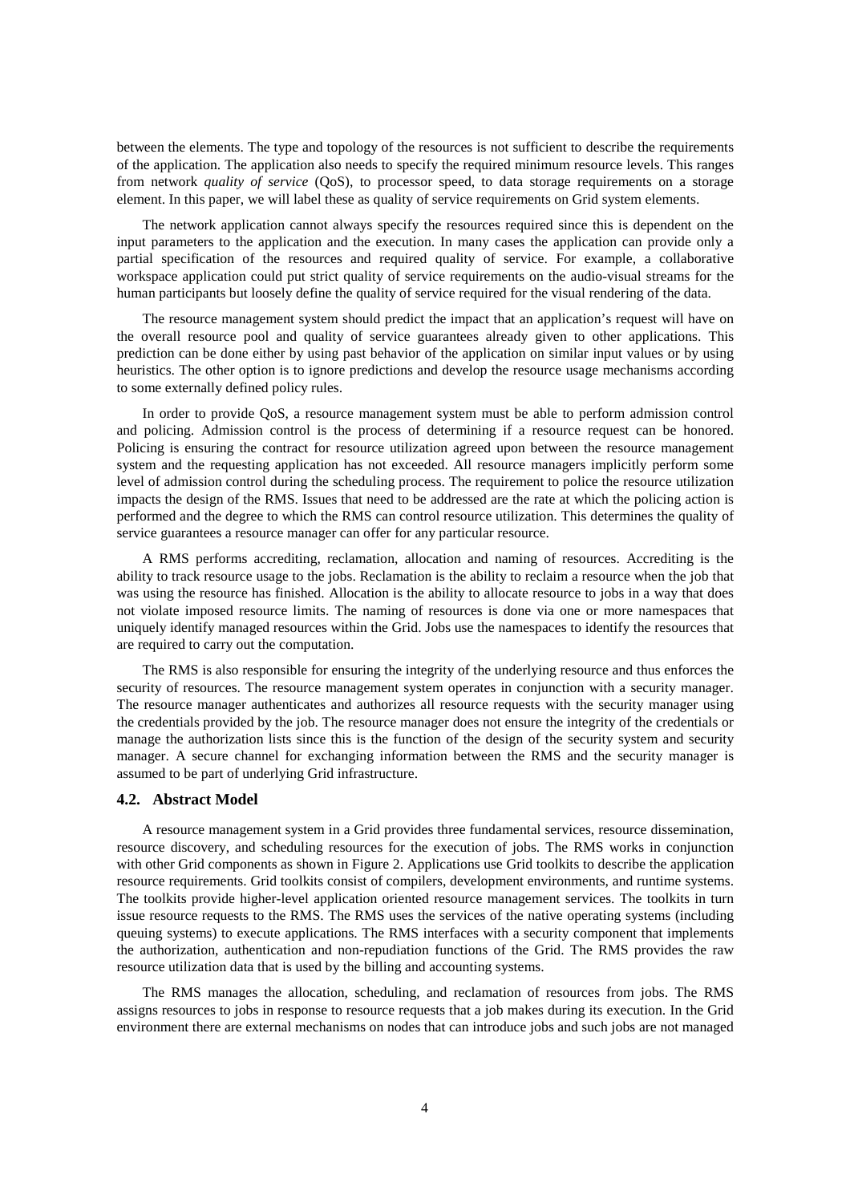between the elements. The type and topology of the resources is not sufficient to describe the requirements of the application. The application also needs to specify the required minimum resource levels. This ranges from network *quality of service* (QoS), to processor speed, to data storage requirements on a storage element. In this paper, we will label these as quality of service requirements on Grid system elements.

The network application cannot always specify the resources required since this is dependent on the input parameters to the application and the execution. In many cases the application can provide only a partial specification of the resources and required quality of service. For example, a collaborative workspace application could put strict quality of service requirements on the audio-visual streams for the human participants but loosely define the quality of service required for the visual rendering of the data.

The resource management system should predict the impact that an application's request will have on the overall resource pool and quality of service guarantees already given to other applications. This prediction can be done either by using past behavior of the application on similar input values or by using heuristics. The other option is to ignore predictions and develop the resource usage mechanisms according to some externally defined policy rules.

In order to provide QoS, a resource management system must be able to perform admission control and policing. Admission control is the process of determining if a resource request can be honored. Policing is ensuring the contract for resource utilization agreed upon between the resource management system and the requesting application has not exceeded. All resource managers implicitly perform some level of admission control during the scheduling process. The requirement to police the resource utilization impacts the design of the RMS. Issues that need to be addressed are the rate at which the policing action is performed and the degree to which the RMS can control resource utilization. This determines the quality of service guarantees a resource manager can offer for any particular resource.

A RMS performs accrediting, reclamation, allocation and naming of resources. Accrediting is the ability to track resource usage to the jobs. Reclamation is the ability to reclaim a resource when the job that was using the resource has finished. Allocation is the ability to allocate resource to jobs in a way that does not violate imposed resource limits. The naming of resources is done via one or more namespaces that uniquely identify managed resources within the Grid. Jobs use the namespaces to identify the resources that are required to carry out the computation.

The RMS is also responsible for ensuring the integrity of the underlying resource and thus enforces the security of resources. The resource management system operates in conjunction with a security manager. The resource manager authenticates and authorizes all resource requests with the security manager using the credentials provided by the job. The resource manager does not ensure the integrity of the credentials or manage the authorization lists since this is the function of the design of the security system and security manager. A secure channel for exchanging information between the RMS and the security manager is assumed to be part of underlying Grid infrastructure.

### 4.2. Abstract Model

A resource management system in a Grid provides three fundamental services, resource dissemination, resource discovery, and scheduling resources for the execution of jobs. The RMS works in conjunction with other Grid components as shown in Figure 2. Applications use Grid toolkits to describe the application resource requirements. Grid toolkits consist of compilers, development environments, and runtime systems. The toolkits provide higher-level application oriented resource management services. The toolkits in turn issue resource requests to the RMS. The RMS uses the services of the native operating systems (including queuing systems) to execute applications. The RMS interfaces with a security component that implements the authorization, authentication and non-repudiation functions of the Grid. The RMS provides the raw resource utilization data that is used by the billing and accounting systems.

The RMS manages the allocation, scheduling, and reclamation of resources from jobs. The RMS assigns resources to jobs in response to resource requests that a job makes during its execution. In the Grid environment there are external mechanisms on nodes that can introduce jobs and such jobs are not managed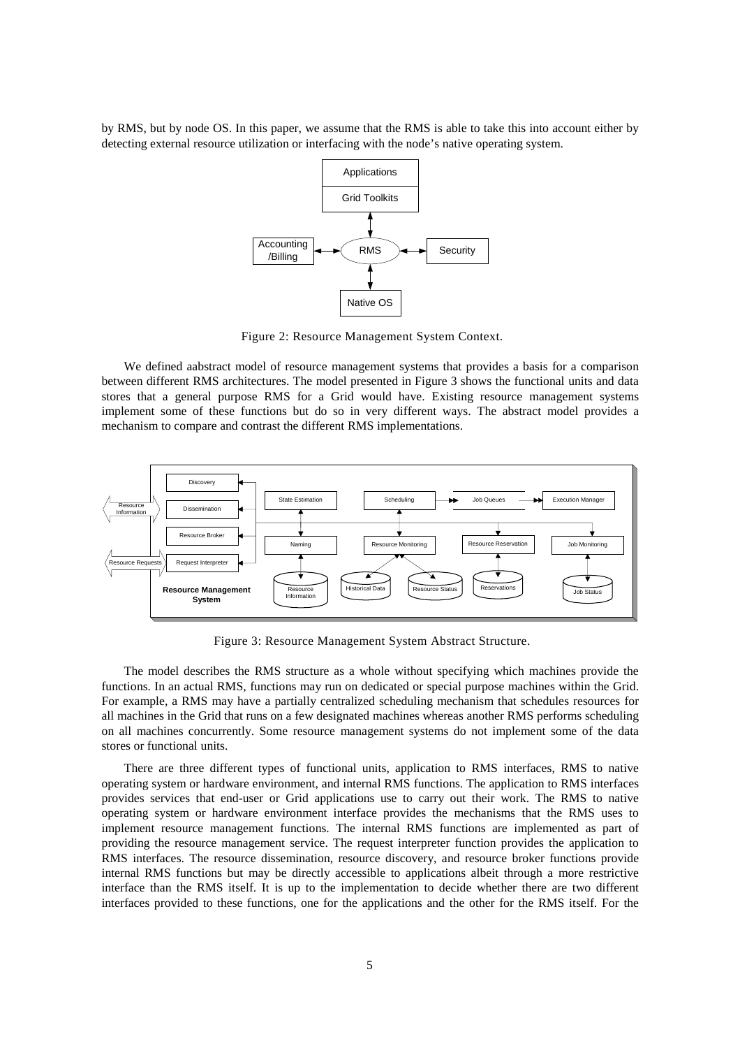by RMS, but by node OS. In this paper, we assume that the RMS is able to take this into account either by detecting external resource utilization or interfacing with the node's native operating system.

Figure 2: Resource Management System Context.

We defined aabstract model of resource management systems that provides a basis for a comparison between different RMS architectures. The model presented in Figure 3 shows the functional units and data stores that a general purpose RMS for a Grid would have. Existing resource management systems implement some of these functions but do so in very different ways. The abstract model provides a mechanism to compare and contrast the different RMS implementations.

Figure 3: Resource Management System Abstract Structure.

The model describes the RMS structure as a whole without specifying which machines provide the functions. In an actual RMS, functions may run on dedicated or special purpose machines within the Grid. For example, a RMS may have a partially centralized scheduling mechanism that schedules resources for all machines in the Grid that runs on a few designated machines whereas another RMS performs scheduling on all machines concurrently. Some resource management systems do not implement some of the data stores or functional units.

There are three different types of functional units, application to RMS interfaces, RMS to native operating system or hardware environment, and internal RMS functions. The application to RMS interfaces provides services that end-user or Grid applications use to carry out their work. The RMS to native operating system or hardware environment interface provides the mechanisms that the RMS uses to implement resource management functions. The internal RMS functions are implemented as part of providing the resource management service. The request interpreter function provides the application to RMS interfaces. The resource dissemination, resource discovery, and resource broker functions provide internal RMS functions but may be directly accessible to applications albeit through a more restrictive interface than the RMS itself. It is up to the implementation to decide whether there are two different interfaces provided to these functions, one for the applications and the other for the RMS itself. For the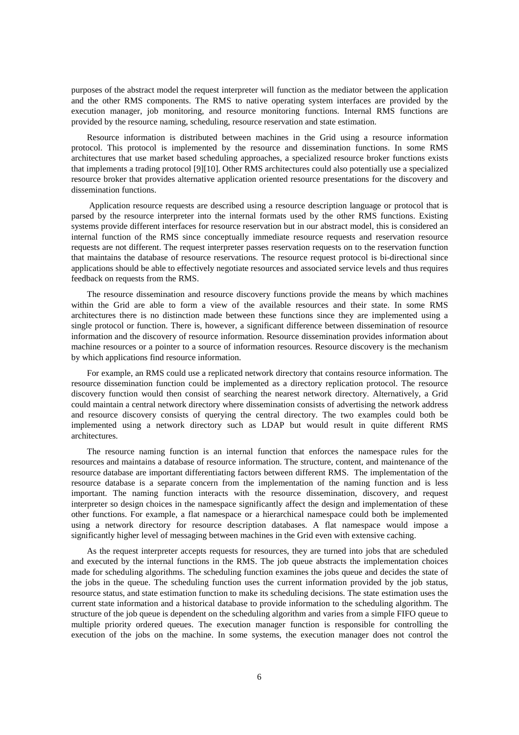purposes of the abstract model the request interpreter will function as the mediator between the application and the other RMS components. The RMS to native operating system interfaces are provided by the execution manager, job monitoring, and resource monitoring functions. Internal RMS functions are provided by the resource naming, scheduling, resource reservation and state estimation.

Resource information is distributed between machines in the Grid using a resource information protocol. This protocol is implemented by the resource and dissemination functions. In some RMS architectures that use market based scheduling approaches, a specialized resource broker functions exists that implements a trading protocol [9][10]. Other RMS architectures could also potentially use a specialized resource broker that provides alternative application oriented resource presentations for the discovery and dissemination functions.

Application resource requests are described using a resource description language or protocol that is parsed by the resource interpreter into the internal formats used by the other RMS functions. Existing systems provide different interfaces for resource reservation but in our abstract model, this is considered an internal function of the RMS since conceptually immediate resource requests and reservation resource requests are not different. The request interpreter passes reservation requests on to the reservation function that maintains the database of resource reservations. The resource request protocol is bi-directional since applications should be able to effectively negotiate resources and associated service levels and thus requires feedback on requests from the RMS.

The resource dissemination and resource discovery functions provide the means by which machines within the Grid are able to form a view of the available resources and their state. In some RMS architectures there is no distinction made between these functions since they are implemented using a single protocol or function. There is, however, a significant difference between dissemination of resource information and the discovery of resource information. Resource dissemination provides information about machine resources or a pointer to a source of information resources. Resource discovery is the mechanism by which applications find resource information.

For example, an RMS could use a replicated network directory that contains resource information. The resource dissemination function could be implemented as a directory replication protocol. The resource discovery function would then consist of searching the nearest network directory. Alternatively, a Grid could maintain a central network directory where dissemination consists of advertising the network address and resource discovery consists of querying the central directory. The two examples could both be implemented using a network directory such as LDAP but would result in quite different RMS architectures.

The resource naming function is an internal function that enforces the namespace rules for the resources and maintains a database of resource information. The structure, content, and maintenance of the resource database are important differentiating factors between different RMS. The implementation of the resource database is a separate concern from the implementation of the naming function and is less important. The naming function interacts with the resource dissemination, discovery, and request interpreter so design choices in the namespace significantly affect the design and implementation of these other functions. For example, a flat namespace or a hierarchical namespace could both be implemented using a network directory for resource description databases. A flat namespace would impose a significantly higher level of messaging between machines in the Grid even with extensive caching.

As the request interpreter accepts requests for resources, they are turned into jobs that are scheduled and executed by the internal functions in the RMS. The job queue abstracts the implementation choices made for scheduling algorithms. The scheduling function examines the jobs queue and decides the state of the jobs in the queue. The scheduling function uses the current information provided by the job status, resource status, and state estimation function to make its scheduling decisions. The state estimation uses the current state information and a historical database to provide information to the scheduling algorithm. The structure of the job queue is dependent on the scheduling algorithm and varies from a simple FIFO queue to multiple priority ordered queues. The execution manager function is responsible for controlling the execution of the jobs on the machine. In some systems, the execution manager does not control the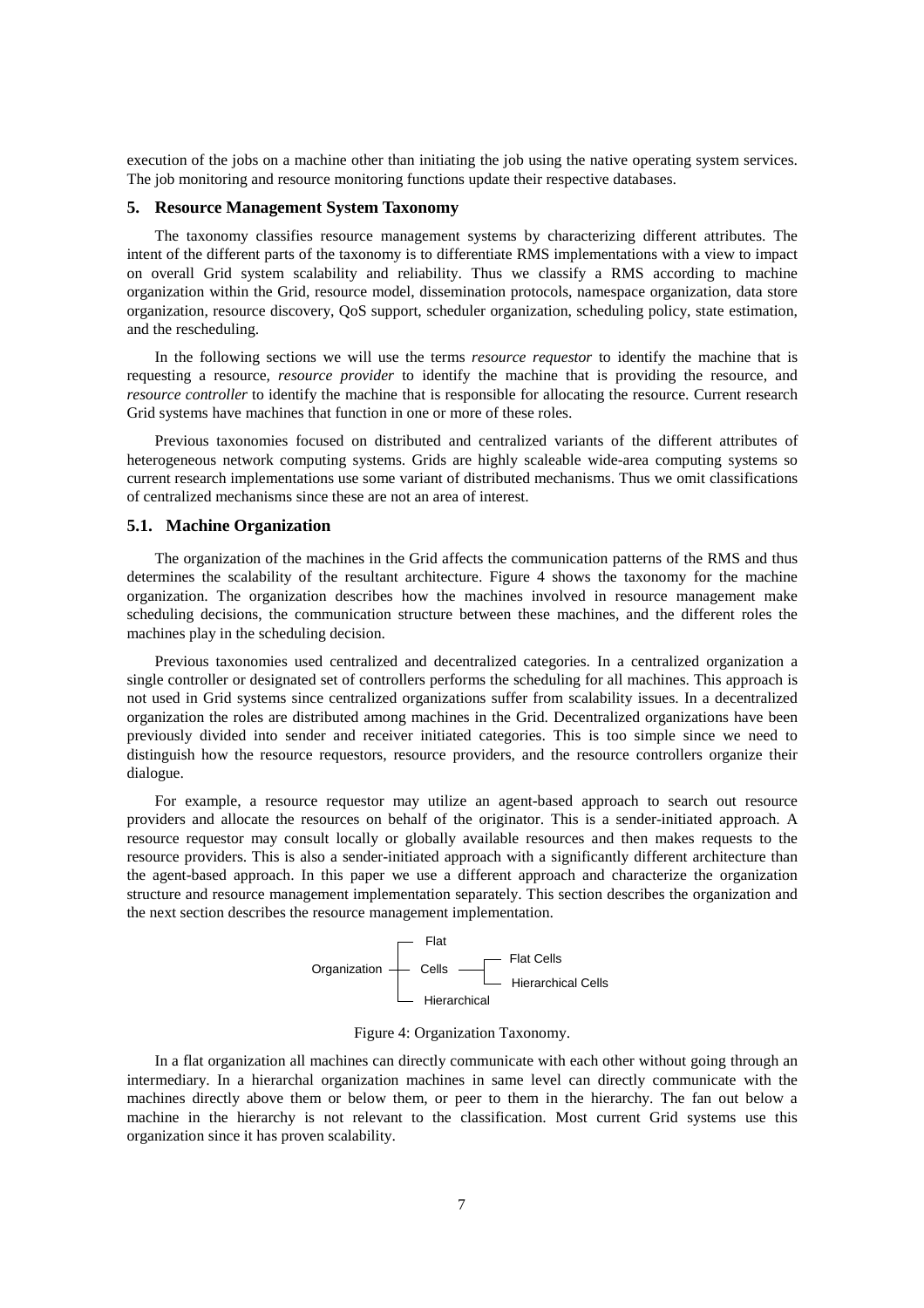execution of the jobs on a machine other than initiating the job using the native operating system services. The job monitoring and resource monitoring functions update their respective databases.

## 5. Resource Management System Taxonomy

The taxonomy classifies resource management systems by characterizing different attributes. The intent of the different parts of the taxonomy is to differentiate RMS implementations with a view to impact on overall Grid system scalability and reliability. Thus we classify a RMS according to machine organization within the Grid, resource model, dissemination protocols, namespace organization, data store organization, resource discovery, QoS support, scheduler organization, scheduling policy, state estimation, and the rescheduling.

In the following sections we will use the terms *resource requestor* to identify the machine that is requesting a resource, *resource provider* to identify the machine that is providing the resource, and *resource controller* to identify the machine that is responsible for allocating the resource. Current research Grid systems have machines that function in one or more of these roles.

Previous taxonomies focused on distributed and centralized variants of the different attributes of heterogeneous network computing systems. Grids are highly scaleable wide-area computing systems so current research implementations use some variant of distributed mechanisms. Thus we omit classifications of centralized mechanisms since these are not an area of interest.

### 5.1. Machine Organization

The organization of the machines in the Grid affects the communication patterns of the RMS and thus determines the scalability of the resultant architecture. Figure 4 shows the taxonomy for the machine organization. The organization describes how the machines involved in resource management make scheduling decisions, the communication structure between these machines, and the different roles the machines play in the scheduling decision.

Previous taxonomies used centralized and decentralized categories. In a centralized organization a single controller or designated set of controllers performs the scheduling for all machines. This approach is not used in Grid systems since centralized organizations suffer from scalability issues. In a decentralized organization the roles are distributed among machines in the Grid. Decentralized organizations have been previously divided into sender and receiver initiated categories. This is too simple since we need to distinguish how the resource requestors, resource providers, and the resource controllers organize their dialogue.

For example, a resource requestor may utilize an agent-based approach to search out resource providers and allocate the resources on behalf of the originator. This is a sender-initiated approach. A resource requestor may consult locally or globally available resources and then makes requests to the resource providers. This is also a sender-initiated approach with a significantly different architecture than the agent-based approach. In this paper we use a different approach and characterize the organization structure and resource management implementation separately. This section describes the organization and the next section describes the resource management implementation.

```
               ┌─ Flat
               │               ┌─ Flat Cells
Organization ──┼─ Cells ───────┤
               │               └─ Hierarchical Cells
               └─ Hierarchical
```

Figure 4: Organization Taxonomy.

In a flat organization all machines can directly communicate with each other without going through an intermediary. In a hierarchal organization machines in same level can directly communicate with the machines directly above them or below them, or peer to them in the hierarchy. The fan out below a machine in the hierarchy is not relevant to the classification. Most current Grid systems use this organization since it has proven scalability.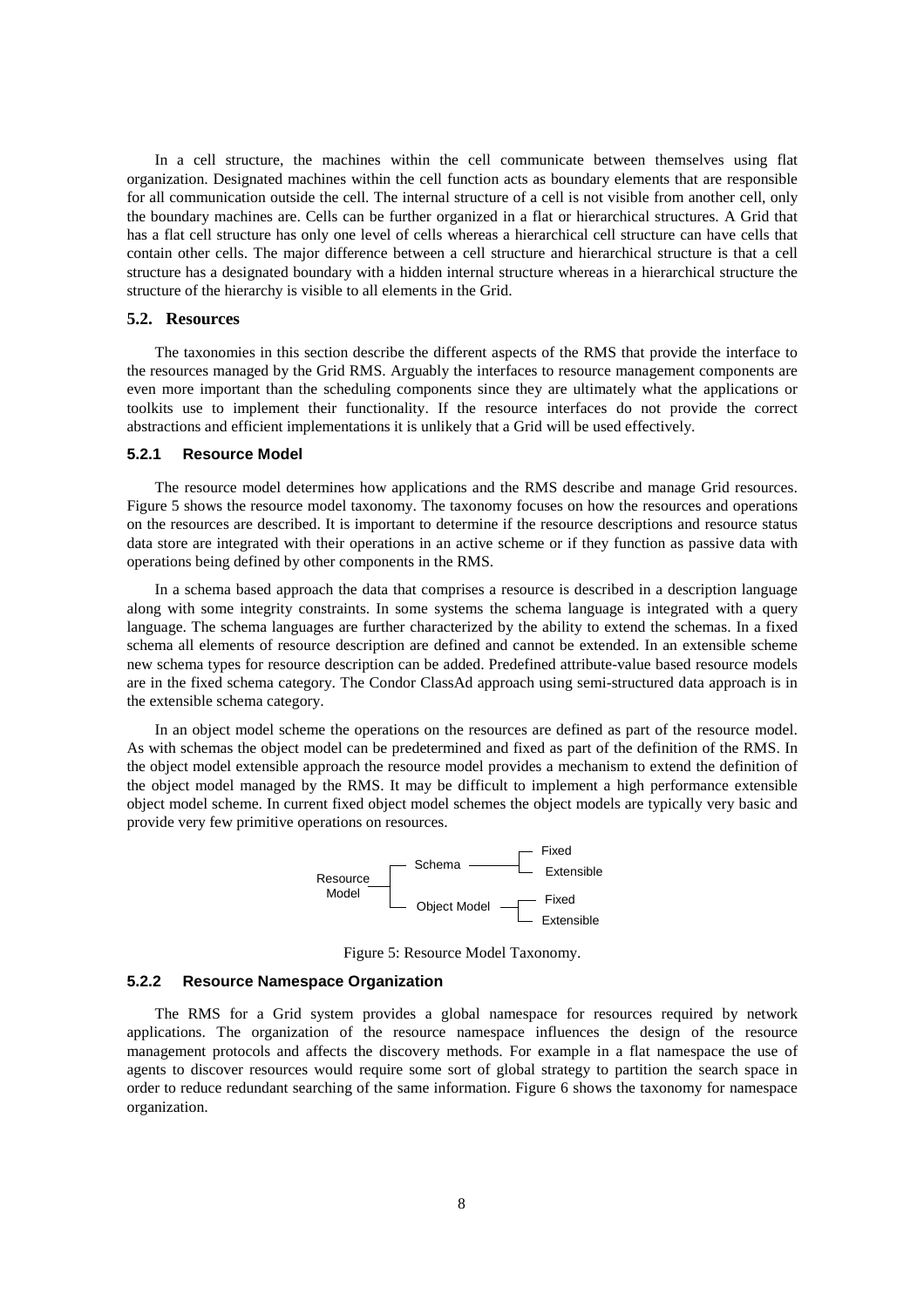In a cell structure, the machines within the cell communicate between themselves using flat organization. Designated machines within the cell function acts as boundary elements that are responsible for all communication outside the cell. The internal structure of a cell is not visible from another cell, only the boundary machines are. Cells can be further organized in a flat or hierarchical structures. A Grid that has a flat cell structure has only one level of cells whereas a hierarchical cell structure can have cells that contain other cells. The major difference between a cell structure and hierarchical structure is that a cell structure has a designated boundary with a hidden internal structure whereas in a hierarchical structure the structure of the hierarchy is visible to all elements in the Grid.

## 5.2. Resources

The taxonomies in this section describe the different aspects of the RMS that provide the interface to the resources managed by the Grid RMS. Arguably the interfaces to resource management components are even more important than the scheduling components since they are ultimately what the applications or toolkits use to implement their functionality. If the resource interfaces do not provide the correct abstractions and efficient implementations it is unlikely that a Grid will be used effectively.

### 5.2.1 Resource Model

The resource model determines how applications and the RMS describe and manage Grid resources. Figure 5 shows the resource model taxonomy. The taxonomy focuses on how the resources and operations on the resources are described. It is important to determine if the resource descriptions and resource status data store are integrated with their operations in an active scheme or if they function as passive data with operations being defined by other components in the RMS.

In a schema based approach the data that comprises a resource is described in a description language along with some integrity constraints. In some systems the schema language is integrated with a query language. The schema languages are further characterized by the ability to extend the schemas. In a fixed schema all elements of resource description are defined and cannot be extended. In an extensible scheme new schema types for resource description can be added. Predefined attribute-value based resource models are in the fixed schema category. The Condor ClassAd approach using semi-structured data approach is in the extensible schema category.

In an object model scheme the operations on the resources are defined as part of the resource model. As with schemas the object model can be predetermined and fixed as part of the definition of the RMS. In the object model extensible approach the resource model provides a mechanism to extend the definition of the object model managed by the RMS. It may be difficult to implement a high performance extensible object model scheme. In current fixed object model schemes the object models are typically very basic and provide very few primitive operations on resources.

```
Resource Model ─┬─ Schema ───────┬─ Fixed
                │                └─ Extensible
                └─ Object Model ─┬─ Fixed
                                 └─ Extensible
```

Figure 5: Resource Model Taxonomy.

### 5.2.2 Resource Namespace Organization

The RMS for a Grid system provides a global namespace for resources required by network applications. The organization of the resource namespace influences the design of the resource management protocols and affects the discovery methods. For example in a flat namespace the use of agents to discover resources would require some sort of global strategy to partition the search space in order to reduce redundant searching of the same information. Figure 6 shows the taxonomy for namespace organization.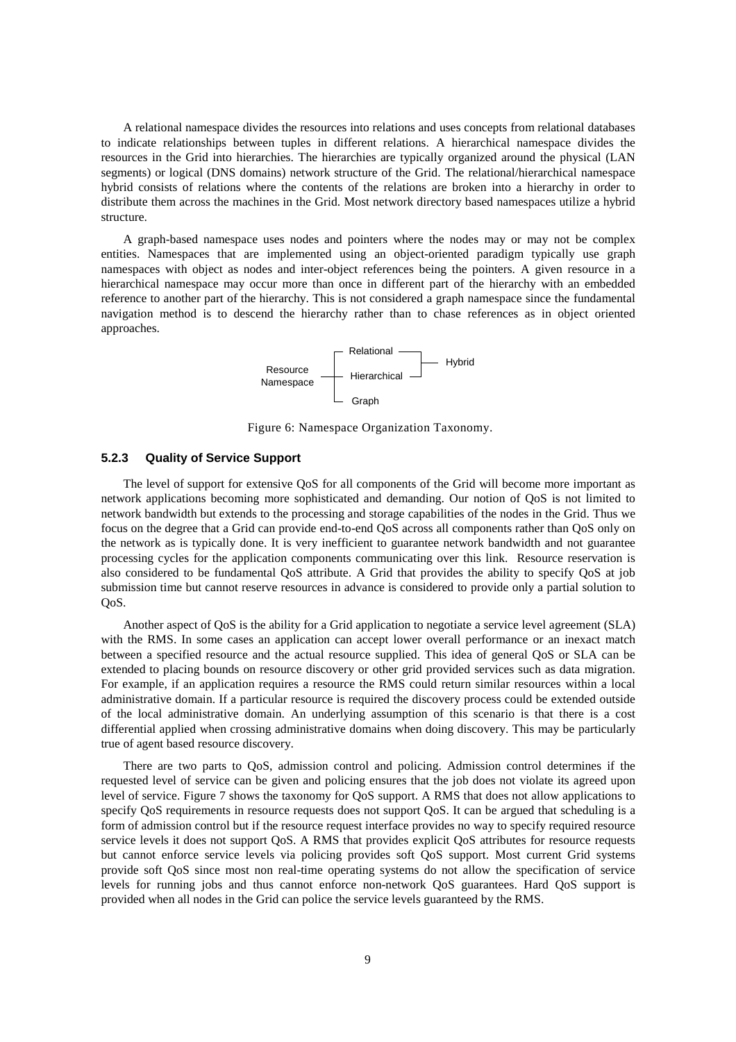A relational namespace divides the resources into relations and uses concepts from relational databases to indicate relationships between tuples in different relations. A hierarchical namespace divides the resources in the Grid into hierarchies. The hierarchies are typically organized around the physical (LAN segments) or logical (DNS domains) network structure of the Grid. The relational/hierarchical namespace hybrid consists of relations where the contents of the relations are broken into a hierarchy in order to distribute them across the machines in the Grid. Most network directory based namespaces utilize a hybrid structure.

A graph-based namespace uses nodes and pointers where the nodes may or may not be complex entities. Namespaces that are implemented using an object-oriented paradigm typically use graph namespaces with object as nodes and inter-object references being the pointers. A given resource in a hierarchical namespace may occur more than once in different part of the hierarchy with an embedded reference to another part of the hierarchy. This is not considered a graph namespace since the fundamental navigation method is to descend the hierarchy rather than to chase references as in object oriented approaches.

```
                      ┌─ Relational ──┐
Resource              │               ├── Hybrid
Namespace ────────────┼─ Hierarchical ┘
                      │
                      └─ Graph
```

Figure 6: Namespace Organization Taxonomy.

### 5.2.3 Quality of Service Support

The level of support for extensive QoS for all components of the Grid will become more important as network applications becoming more sophisticated and demanding. Our notion of QoS is not limited to network bandwidth but extends to the processing and storage capabilities of the nodes in the Grid. Thus we focus on the degree that a Grid can provide end-to-end QoS across all components rather than QoS only on the network as is typically done. It is very inefficient to guarantee network bandwidth and not guarantee processing cycles for the application components communicating over this link. Resource reservation is also considered to be fundamental QoS attribute. A Grid that provides the ability to specify QoS at job submission time but cannot reserve resources in advance is considered to provide only a partial solution to QoS.

Another aspect of QoS is the ability for a Grid application to negotiate a service level agreement (SLA) with the RMS. In some cases an application can accept lower overall performance or an inexact match between a specified resource and the actual resource supplied. This idea of general QoS or SLA can be extended to placing bounds on resource discovery or other grid provided services such as data migration. For example, if an application requires a resource the RMS could return similar resources within a local administrative domain. If a particular resource is required the discovery process could be extended outside of the local administrative domain. An underlying assumption of this scenario is that there is a cost differential applied when crossing administrative domains when doing discovery. This may be particularly true of agent based resource discovery.

There are two parts to QoS, admission control and policing. Admission control determines if the requested level of service can be given and policing ensures that the job does not violate its agreed upon level of service. Figure 7 shows the taxonomy for QoS support. A RMS that does not allow applications to specify QoS requirements in resource requests does not support QoS. It can be argued that scheduling is a form of admission control but if the resource request interface provides no way to specify required resource service levels it does not support QoS. A RMS that provides explicit QoS attributes for resource requests but cannot enforce service levels via policing provides soft QoS support. Most current Grid systems provide soft QoS since most non real-time operating systems do not allow the specification of service levels for running jobs and thus cannot enforce non-network QoS guarantees. Hard QoS support is provided when all nodes in the Grid can police the service levels guaranteed by the RMS.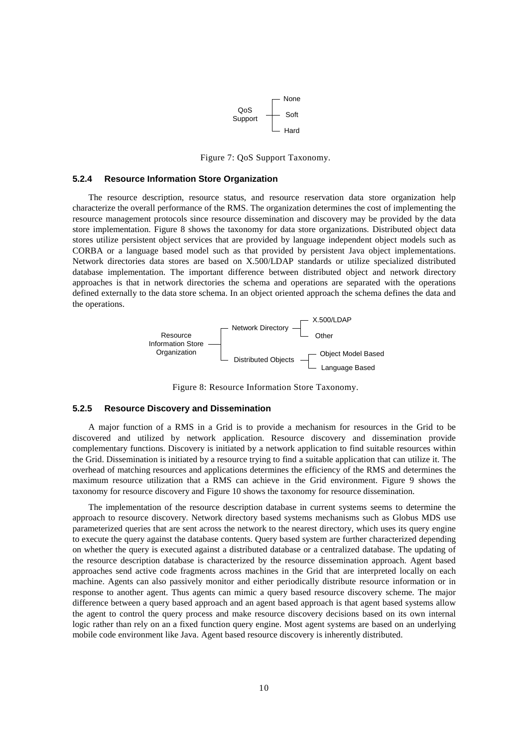QoS Support
- None
- Soft
- Hard

Figure 7: QoS Support Taxonomy.

### 5.2.4 Resource Information Store Organization

The resource description, resource status, and resource reservation data store organization help characterize the overall performance of the RMS. The organization determines the cost of implementing the resource management protocols since resource dissemination and discovery may be provided by the data store implementation. Figure 8 shows the taxonomy for data store organizations. Distributed object data stores utilize persistent object services that are provided by language independent object models such as CORBA or a language based model such as that provided by persistent Java object implementations. Network directories data stores are based on X.500/LDAP standards or utilize specialized distributed database implementation. The important difference between distributed object and network directory approaches is that in network directories the schema and operations are separated with the operations defined externally to the data store schema. In an object oriented approach the schema defines the data and the operations.

Resource Information Store Organization
- Network Directory
  - X.500/LDAP
  - Other
- Distributed Objects
  - Object Model Based
  - Language Based

Figure 8: Resource Information Store Taxonomy.

### 5.2.5 Resource Discovery and Dissemination

A major function of a RMS in a Grid is to provide a mechanism for resources in the Grid to be discovered and utilized by network application. Resource discovery and dissemination provide complementary functions. Discovery is initiated by a network application to find suitable resources within the Grid. Dissemination is initiated by a resource trying to find a suitable application that can utilize it. The overhead of matching resources and applications determines the efficiency of the RMS and determines the maximum resource utilization that a RMS can achieve in the Grid environment. Figure 9 shows the taxonomy for resource discovery and Figure 10 shows the taxonomy for resource dissemination.

The implementation of the resource description database in current systems seems to determine the approach to resource discovery. Network directory based systems mechanisms such as Globus MDS use parameterized queries that are sent across the network to the nearest directory, which uses its query engine to execute the query against the database contents. Query based system are further characterized depending on whether the query is executed against a distributed database or a centralized database. The updating of the resource description database is characterized by the resource dissemination approach. Agent based approaches send active code fragments across machines in the Grid that are interpreted locally on each machine. Agents can also passively monitor and either periodically distribute resource information or in response to another agent. Thus agents can mimic a query based resource discovery scheme. The major difference between a query based approach and an agent based approach is that agent based systems allow the agent to control the query process and make resource discovery decisions based on its own internal logic rather than rely on an a fixed function query engine. Most agent systems are based on an underlying mobile code environment like Java. Agent based resource discovery is inherently distributed.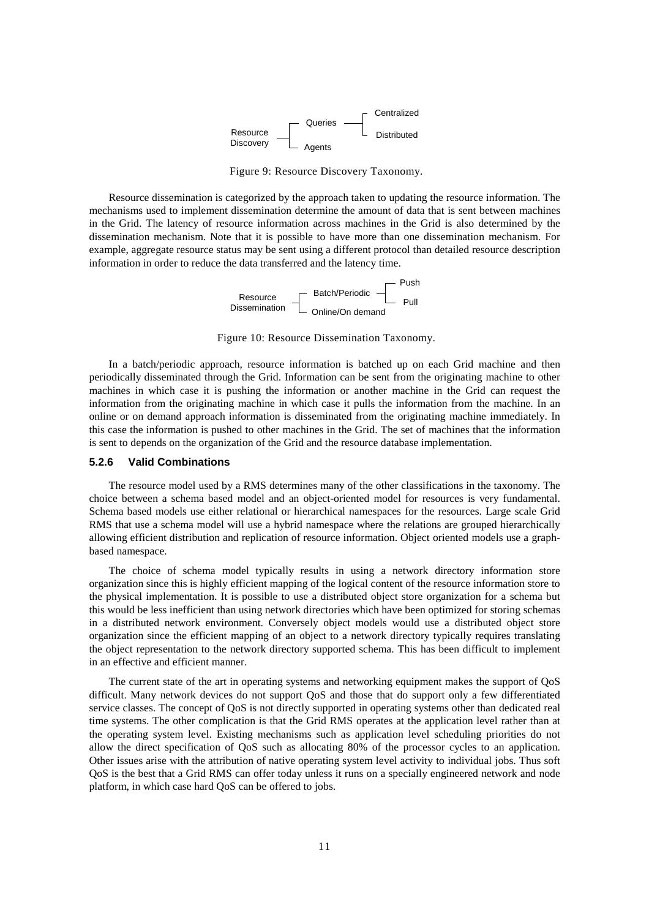Resource Discovery
- Queries
  - Centralized
  - Distributed
- Agents

Figure 9: Resource Discovery Taxonomy.

Resource dissemination is categorized by the approach taken to updating the resource information. The mechanisms used to implement dissemination determine the amount of data that is sent between machines in the Grid. The latency of resource information across machines in the Grid is also determined by the dissemination mechanism. Note that it is possible to have more than one dissemination mechanism. For example, aggregate resource status may be sent using a different protocol than detailed resource description information in order to reduce the data transferred and the latency time.

Resource Dissemination
- Batch/Periodic
  - Push
  - Pull
- Online/On demand

Figure 10: Resource Dissemination Taxonomy.

In a batch/periodic approach, resource information is batched up on each Grid machine and then periodically disseminated through the Grid. Information can be sent from the originating machine to other machines in which case it is pushing the information or another machine in the Grid can request the information from the originating machine in which case it pulls the information from the machine. In an online or on demand approach information is disseminated from the originating machine immediately. In this case the information is pushed to other machines in the Grid. The set of machines that the information is sent to depends on the organization of the Grid and the resource database implementation.

### 5.2.6 Valid Combinations

The resource model used by a RMS determines many of the other classifications in the taxonomy. The choice between a schema based model and an object-oriented model for resources is very fundamental. Schema based models use either relational or hierarchical namespaces for the resources. Large scale Grid RMS that use a schema model will use a hybrid namespace where the relations are grouped hierarchically allowing efficient distribution and replication of resource information. Object oriented models use a graph-based namespace.

The choice of schema model typically results in using a network directory information store organization since this is highly efficient mapping of the logical content of the resource information store to the physical implementation. It is possible to use a distributed object store organization for a schema but this would be less inefficient than using network directories which have been optimized for storing schemas in a distributed network environment. Conversely object models would use a distributed object store organization since the efficient mapping of an object to a network directory typically requires translating the object representation to the network directory supported schema. This has been difficult to implement in an effective and efficient manner.

The current state of the art in operating systems and networking equipment makes the support of QoS difficult. Many network devices do not support QoS and those that do support only a few differentiated service classes. The concept of QoS is not directly supported in operating systems other than dedicated real time systems. The other complication is that the Grid RMS operates at the application level rather than at the operating system level. Existing mechanisms such as application level scheduling priorities do not allow the direct specification of QoS such as allocating 80% of the processor cycles to an application. Other issues arise with the attribution of native operating system level activity to individual jobs. Thus soft QoS is the best that a Grid RMS can offer today unless it runs on a specially engineered network and node platform, in which case hard QoS can be offered to jobs.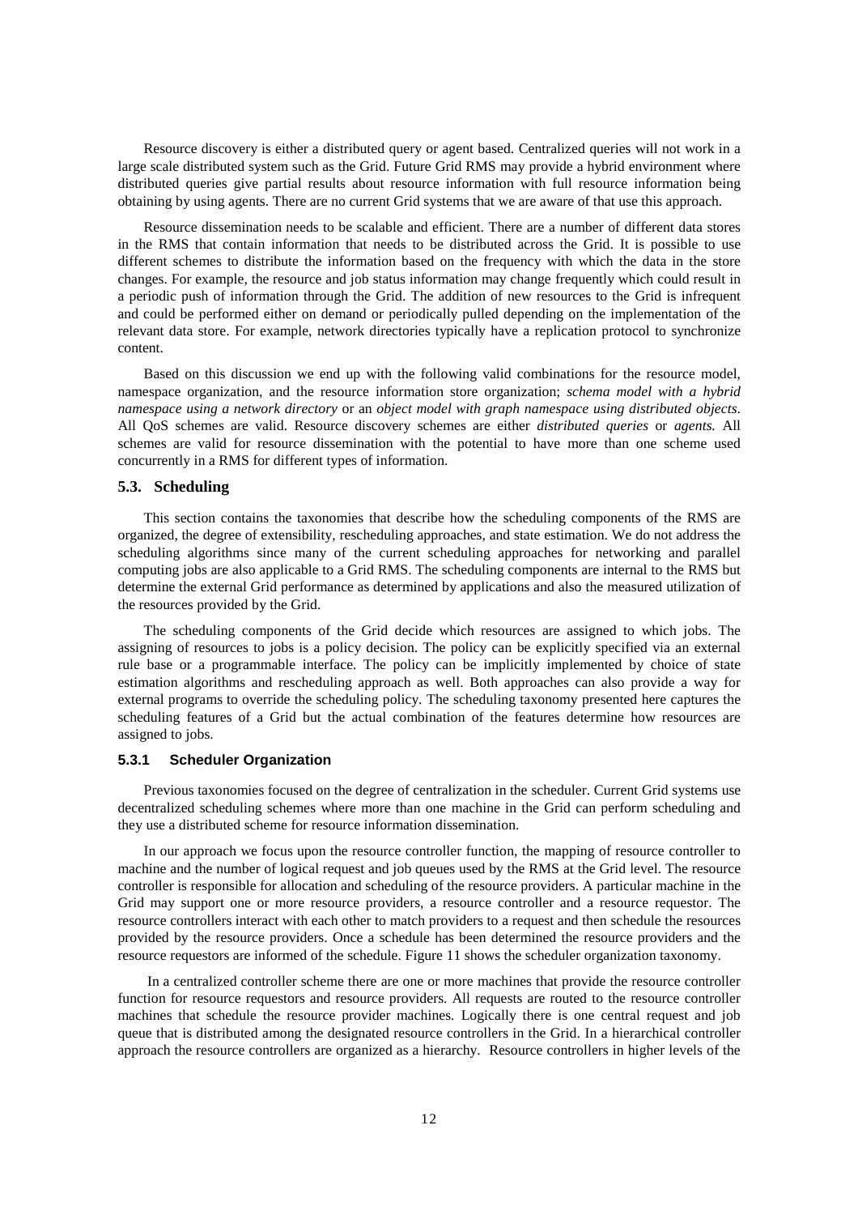Resource discovery is either a distributed query or agent based. Centralized queries will not work in a large scale distributed system such as the Grid. Future Grid RMS may provide a hybrid environment where distributed queries give partial results about resource information with full resource information being obtaining by using agents. There are no current Grid systems that we are aware of that use this approach.

Resource dissemination needs to be scalable and efficient. There are a number of different data stores in the RMS that contain information that needs to be distributed across the Grid. It is possible to use different schemes to distribute the information based on the frequency with which the data in the store changes. For example, the resource and job status information may change frequently which could result in a periodic push of information through the Grid. The addition of new resources to the Grid is infrequent and could be performed either on demand or periodically pulled depending on the implementation of the relevant data store. For example, network directories typically have a replication protocol to synchronize content.

Based on this discussion we end up with the following valid combinations for the resource model, namespace organization, and the resource information store organization; *schema model with a hybrid namespace using a network directory* or an *object model with graph namespace using distributed objects*. All QoS schemes are valid. Resource discovery schemes are either *distributed queries* or *agents.* All schemes are valid for resource dissemination with the potential to have more than one scheme used concurrently in a RMS for different types of information.

## 5.3. Scheduling

This section contains the taxonomies that describe how the scheduling components of the RMS are organized, the degree of extensibility, rescheduling approaches, and state estimation. We do not address the scheduling algorithms since many of the current scheduling approaches for networking and parallel computing jobs are also applicable to a Grid RMS. The scheduling components are internal to the RMS but determine the external Grid performance as determined by applications and also the measured utilization of the resources provided by the Grid.

The scheduling components of the Grid decide which resources are assigned to which jobs. The assigning of resources to jobs is a policy decision. The policy can be explicitly specified via an external rule base or a programmable interface. The policy can be implicitly implemented by choice of state estimation algorithms and rescheduling approach as well. Both approaches can also provide a way for external programs to override the scheduling policy. The scheduling taxonomy presented here captures the scheduling features of a Grid but the actual combination of the features determine how resources are assigned to jobs.

### 5.3.1 Scheduler Organization

Previous taxonomies focused on the degree of centralization in the scheduler. Current Grid systems use decentralized scheduling schemes where more than one machine in the Grid can perform scheduling and they use a distributed scheme for resource information dissemination.

In our approach we focus upon the resource controller function, the mapping of resource controller to machine and the number of logical request and job queues used by the RMS at the Grid level. The resource controller is responsible for allocation and scheduling of the resource providers. A particular machine in the Grid may support one or more resource providers, a resource controller and a resource requestor. The resource controllers interact with each other to match providers to a request and then schedule the resources provided by the resource providers. Once a schedule has been determined the resource providers and the resource requestors are informed of the schedule. Figure 11 shows the scheduler organization taxonomy.

In a centralized controller scheme there are one or more machines that provide the resource controller function for resource requestors and resource providers. All requests are routed to the resource controller machines that schedule the resource provider machines. Logically there is one central request and job queue that is distributed among the designated resource controllers in the Grid. In a hierarchical controller approach the resource controllers are organized as a hierarchy. Resource controllers in higher levels of the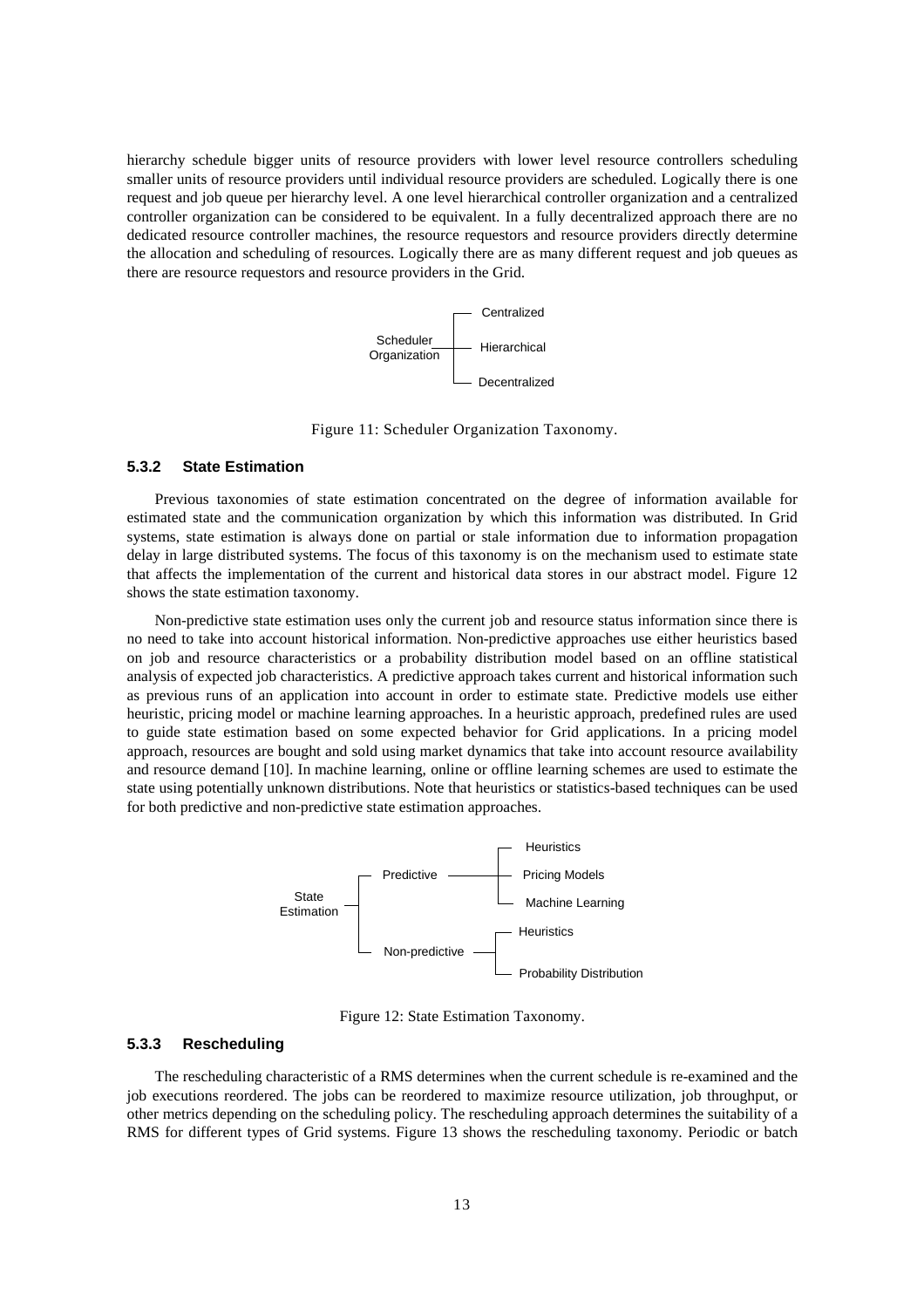hierarchy schedule bigger units of resource providers with lower level resource controllers scheduling smaller units of resource providers until individual resource providers are scheduled. Logically there is one request and job queue per hierarchy level. A one level hierarchical controller organization and a centralized controller organization can be considered to be equivalent. In a fully decentralized approach there are no dedicated resource controller machines, the resource requestors and resource providers directly determine the allocation and scheduling of resources. Logically there are as many different request and job queues as there are resource requestors and resource providers in the Grid.

Scheduler Organization
- Centralized
- Hierarchical
- Decentralized

Figure 11: Scheduler Organization Taxonomy.

### 5.3.2 State Estimation

Previous taxonomies of state estimation concentrated on the degree of information available for estimated state and the communication organization by which this information was distributed. In Grid systems, state estimation is always done on partial or stale information due to information propagation delay in large distributed systems. The focus of this taxonomy is on the mechanism used to estimate state that affects the implementation of the current and historical data stores in our abstract model. Figure 12 shows the state estimation taxonomy.

Non-predictive state estimation uses only the current job and resource status information since there is no need to take into account historical information. Non-predictive approaches use either heuristics based on job and resource characteristics or a probability distribution model based on an offline statistical analysis of expected job characteristics. A predictive approach takes current and historical information such as previous runs of an application into account in order to estimate state. Predictive models use either heuristic, pricing model or machine learning approaches. In a heuristic approach, predefined rules are used to guide state estimation based on some expected behavior for Grid applications. In a pricing model approach, resources are bought and sold using market dynamics that take into account resource availability and resource demand [10]. In machine learning, online or offline learning schemes are used to estimate the state using potentially unknown distributions. Note that heuristics or statistics-based techniques can be used for both predictive and non-predictive state estimation approaches.

State Estimation
- Predictive
  - Heuristics
  - Pricing Models
  - Machine Learning
- Non-predictive
  - Heuristics
  - Probability Distribution

Figure 12: State Estimation Taxonomy.

### 5.3.3 Rescheduling

The rescheduling characteristic of a RMS determines when the current schedule is re-examined and the job executions reordered. The jobs can be reordered to maximize resource utilization, job throughput, or other metrics depending on the scheduling policy. The rescheduling approach determines the suitability of a RMS for different types of Grid systems. Figure 13 shows the rescheduling taxonomy. Periodic or batch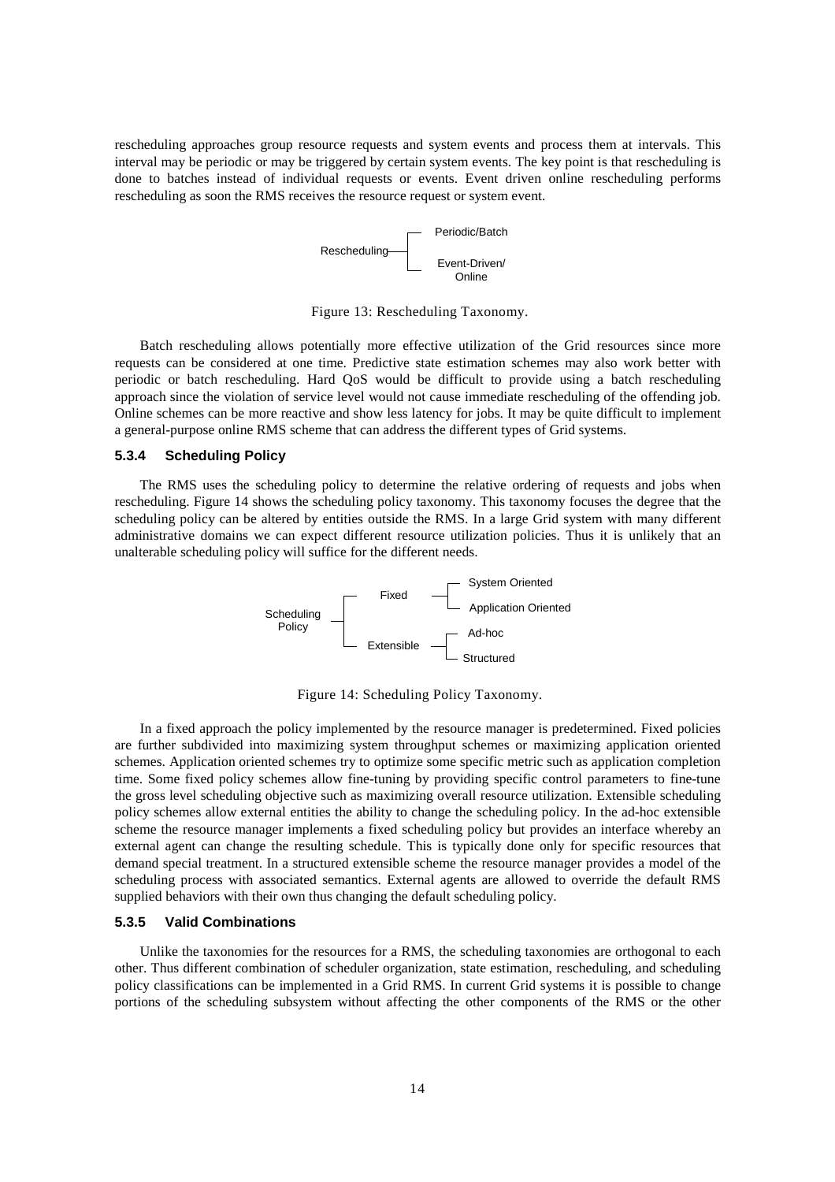rescheduling approaches group resource requests and system events and process them at intervals. This interval may be periodic or may be triggered by certain system events. The key point is that rescheduling is done to batches instead of individual requests or events. Event driven online rescheduling performs rescheduling as soon the RMS receives the resource request or system event.

```
              ┌─ Periodic/Batch
Rescheduling ─┤
              └─ Event-Driven/
                 Online
```

Figure 13: Rescheduling Taxonomy.

Batch rescheduling allows potentially more effective utilization of the Grid resources since more requests can be considered at one time. Predictive state estimation schemes may also work better with periodic or batch rescheduling. Hard QoS would be difficult to provide using a batch rescheduling approach since the violation of service level would not cause immediate rescheduling of the offending job. Online schemes can be more reactive and show less latency for jobs. It may be quite difficult to implement a general-purpose online RMS scheme that can address the different types of Grid systems.

### 5.3.4 Scheduling Policy

The RMS uses the scheduling policy to determine the relative ordering of requests and jobs when rescheduling. Figure 14 shows the scheduling policy taxonomy. This taxonomy focuses the degree that the scheduling policy can be altered by entities outside the RMS. In a large Grid system with many different administrative domains we can expect different resource utilization policies. Thus it is unlikely that an unalterable scheduling policy will suffice for the different needs.

```
                         ┌─ System Oriented
           ┌─ Fixed ─────┤
Scheduling │             └─ Application Oriented
Policy ────┤
           │             ┌─ Ad-hoc
           └─ Extensible ┤
                         └─ Structured
```

Figure 14: Scheduling Policy Taxonomy.

In a fixed approach the policy implemented by the resource manager is predetermined. Fixed policies are further subdivided into maximizing system throughput schemes or maximizing application oriented schemes. Application oriented schemes try to optimize some specific metric such as application completion time. Some fixed policy schemes allow fine-tuning by providing specific control parameters to fine-tune the gross level scheduling objective such as maximizing overall resource utilization. Extensible scheduling policy schemes allow external entities the ability to change the scheduling policy. In the ad-hoc extensible scheme the resource manager implements a fixed scheduling policy but provides an interface whereby an external agent can change the resulting schedule. This is typically done only for specific resources that demand special treatment. In a structured extensible scheme the resource manager provides a model of the scheduling process with associated semantics. External agents are allowed to override the default RMS supplied behaviors with their own thus changing the default scheduling policy.

### 5.3.5 Valid Combinations

Unlike the taxonomies for the resources for a RMS, the scheduling taxonomies are orthogonal to each other. Thus different combination of scheduler organization, state estimation, rescheduling, and scheduling policy classifications can be implemented in a Grid RMS. In current Grid systems it is possible to change portions of the scheduling subsystem without affecting the other components of the RMS or the other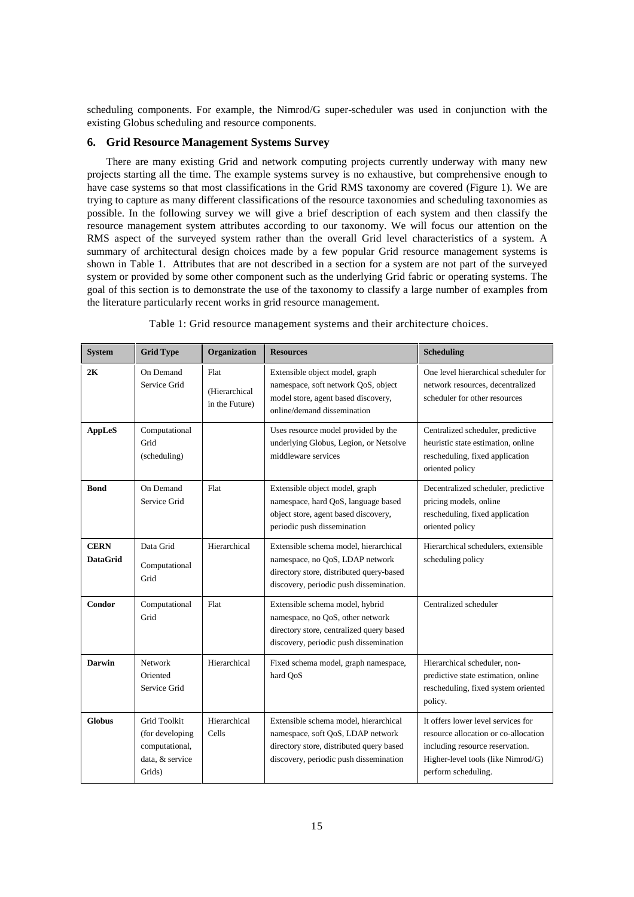scheduling components. For example, the Nimrod/G super-scheduler was used in conjunction with the existing Globus scheduling and resource components.

## 6. Grid Resource Management Systems Survey

There are many existing Grid and network computing projects currently underway with many new projects starting all the time. The example systems survey is no exhaustive, but comprehensive enough to have case systems so that most classifications in the Grid RMS taxonomy are covered (Figure 1). We are trying to capture as many different classifications of the resource taxonomies and scheduling taxonomies as possible. In the following survey we will give a brief description of each system and then classify the resource management system attributes according to our taxonomy. We will focus our attention on the RMS aspect of the surveyed system rather than the overall Grid level characteristics of a system. A summary of architectural design choices made by a few popular Grid resource management systems is shown in Table 1. Attributes that are not described in a section for a system are not part of the surveyed system or provided by some other component such as the underlying Grid fabric or operating systems. The goal of this section is to demonstrate the use of the taxonomy to classify a large number of examples from the literature particularly recent works in grid resource management.

Table 1: Grid resource management systems and their architecture choices.

| System | Grid Type | Organization | Resources | Scheduling |
|---|---|---|---|---|
| **2K** | On Demand Service Grid | Flat (Hierarchical in the Future) | Extensible object model, graph namespace, soft network QoS, object model store, agent based discovery, online/demand dissemination | One level hierarchical scheduler for network resources, decentralized scheduler for other resources |
| **AppLeS** | Computational Grid (scheduling) | | Uses resource model provided by the underlying Globus, Legion, or Netsolve middleware services | Centralized scheduler, predictive heuristic state estimation, online rescheduling, fixed application oriented policy |
| **Bond** | On Demand Service Grid | Flat | Extensible object model, graph namespace, hard QoS, language based object store, agent based discovery, periodic push dissemination | Decentralized scheduler, predictive pricing models, online rescheduling, fixed application oriented policy |
| **CERN DataGrid** | Data Grid Computational Grid | Hierarchical | Extensible schema model, hierarchical namespace, no QoS, LDAP network directory store, distributed query-based discovery, periodic push dissemination. | Hierarchical schedulers, extensible scheduling policy |
| **Condor** | Computational Grid | Flat | Extensible schema model, hybrid namespace, no QoS, other network directory store, centralized query based discovery, periodic push dissemination | Centralized scheduler |
| **Darwin** | Network Oriented Service Grid | Hierarchical | Fixed schema model, graph namespace, hard QoS | Hierarchical scheduler, non-predictive state estimation, online rescheduling, fixed system oriented policy. |
| **Globus** | Grid Toolkit (for developing computational, data, & service Grids) | Hierarchical Cells | Extensible schema model, hierarchical namespace, soft QoS, LDAP network directory store, distributed query based discovery, periodic push dissemination | It offers lower level services for resource allocation or co-allocation including resource reservation. Higher-level tools (like Nimrod/G) perform scheduling. |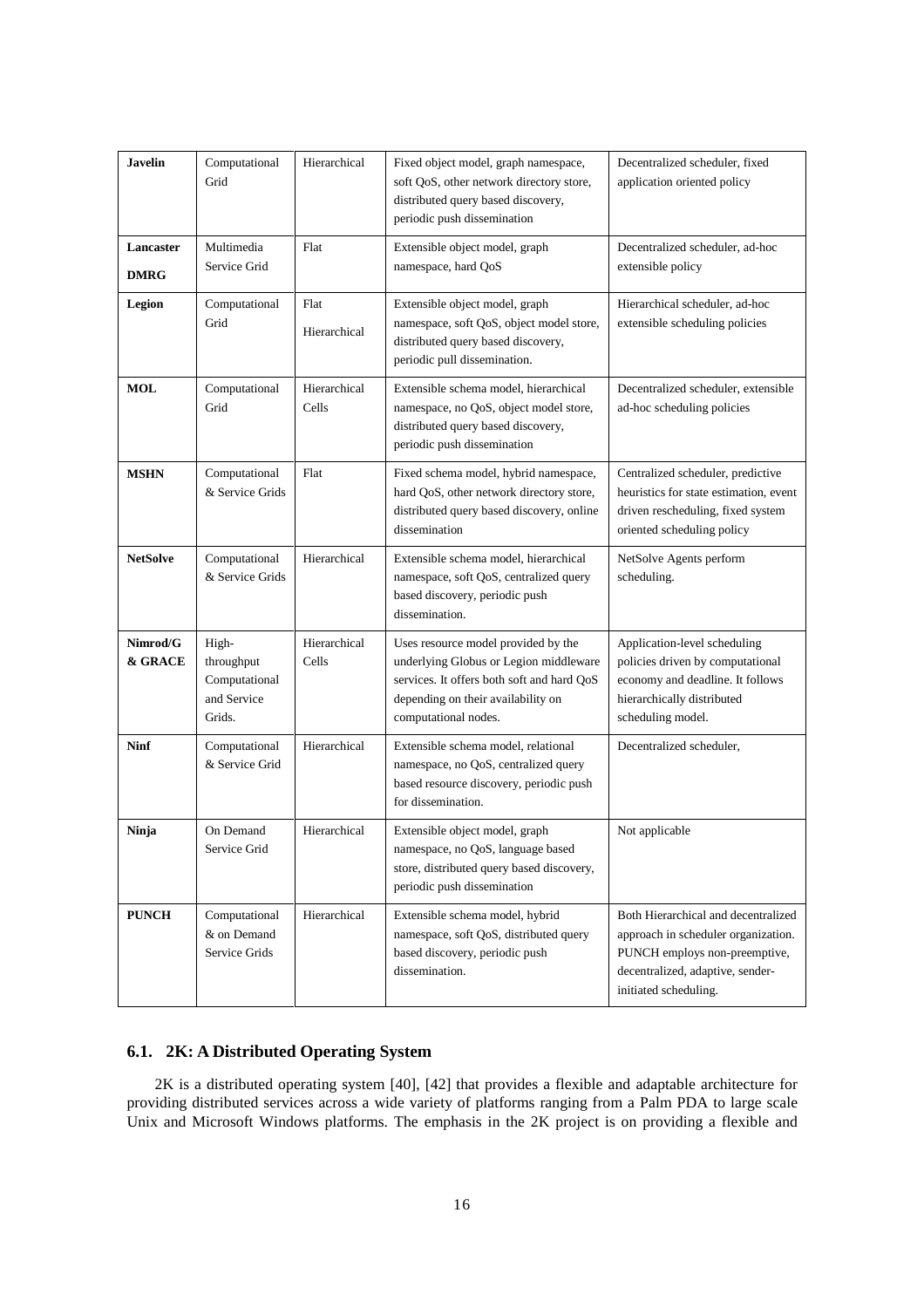| **Javelin** | Computational Grid | Hierarchical | Fixed object model, graph namespace, soft QoS, other network directory store, distributed query based discovery, periodic push dissemination | Decentralized scheduler, fixed application oriented policy |
|---|---|---|---|---|
| **Lancaster DMRG** | Multimedia Service Grid | Flat | Extensible object model, graph namespace, hard QoS | Decentralized scheduler, ad-hoc extensible policy |
| **Legion** | Computational Grid | Flat Hierarchical | Extensible object model, graph namespace, soft QoS, object model store, distributed query based discovery, periodic pull dissemination. | Hierarchical scheduler, ad-hoc extensible scheduling policies |
| **MOL** | Computational Grid | Hierarchical Cells | Extensible schema model, hierarchical namespace, no QoS, object model store, distributed query based discovery, periodic push dissemination | Decentralized scheduler, extensible ad-hoc scheduling policies |
| **MSHN** | Computational & Service Grids | Flat | Fixed schema model, hybrid namespace, hard QoS, other network directory store, distributed query based discovery, online dissemination | Centralized scheduler, predictive heuristics for state estimation, event driven rescheduling, fixed system oriented scheduling policy |
| **NetSolve** | Computational & Service Grids | Hierarchical | Extensible schema model, hierarchical namespace, soft QoS, centralized query based discovery, periodic push dissemination. | NetSolve Agents perform scheduling. |
| **Nimrod/G & GRACE** | High-throughput Computational and Service Grids. | Hierarchical Cells | Uses resource model provided by the underlying Globus or Legion middleware services. It offers both soft and hard QoS depending on their availability on computational nodes. | Application-level scheduling policies driven by computational economy and deadline. It follows hierarchically distributed scheduling model. |
| **Ninf** | Computational & Service Grid | Hierarchical | Extensible schema model, relational namespace, no QoS, centralized query based resource discovery, periodic push for dissemination. | Decentralized scheduler, |
| **Ninja** | On Demand Service Grid | Hierarchical | Extensible object model, graph namespace, no QoS, language based store, distributed query based discovery, periodic push dissemination | Not applicable |
| **PUNCH** | Computational & on Demand Service Grids | Hierarchical | Extensible schema model, hybrid namespace, soft QoS, distributed query based discovery, periodic push dissemination. | Both Hierarchical and decentralized approach in scheduler organization. PUNCH employs non-preemptive, decentralized, adaptive, sender-initiated scheduling. |

### 6.1. 2K: A Distributed Operating System

2K is a distributed operating system [40], [42] that provides a flexible and adaptable architecture for providing distributed services across a wide variety of platforms ranging from a Palm PDA to large scale Unix and Microsoft Windows platforms. The emphasis in the 2K project is on providing a flexible and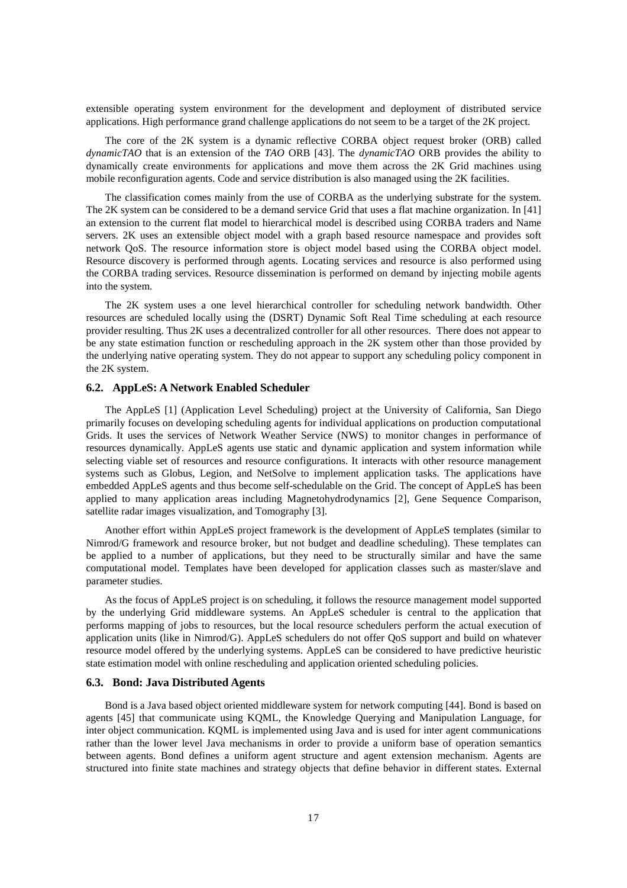extensible operating system environment for the development and deployment of distributed service applications. High performance grand challenge applications do not seem to be a target of the 2K project.

The core of the 2K system is a dynamic reflective CORBA object request broker (ORB) called *dynamicTAO* that is an extension of the *TAO* ORB [43]. The *dynamicTAO* ORB provides the ability to dynamically create environments for applications and move them across the 2K Grid machines using mobile reconfiguration agents. Code and service distribution is also managed using the 2K facilities.

The classification comes mainly from the use of CORBA as the underlying substrate for the system. The 2K system can be considered to be a demand service Grid that uses a flat machine organization. In [41] an extension to the current flat model to hierarchical model is described using CORBA traders and Name servers. 2K uses an extensible object model with a graph based resource namespace and provides soft network QoS. The resource information store is object model based using the CORBA object model. Resource discovery is performed through agents. Locating services and resource is also performed using the CORBA trading services. Resource dissemination is performed on demand by injecting mobile agents into the system.

The 2K system uses a one level hierarchical controller for scheduling network bandwidth. Other resources are scheduled locally using the (DSRT) Dynamic Soft Real Time scheduling at each resource provider resulting. Thus 2K uses a decentralized controller for all other resources. There does not appear to be any state estimation function or rescheduling approach in the 2K system other than those provided by the underlying native operating system. They do not appear to support any scheduling policy component in the 2K system.

### 6.2. AppLeS: A Network Enabled Scheduler

The AppLeS [1] (Application Level Scheduling) project at the University of California, San Diego primarily focuses on developing scheduling agents for individual applications on production computational Grids. It uses the services of Network Weather Service (NWS) to monitor changes in performance of resources dynamically. AppLeS agents use static and dynamic application and system information while selecting viable set of resources and resource configurations. It interacts with other resource management systems such as Globus, Legion, and NetSolve to implement application tasks. The applications have embedded AppLeS agents and thus become self-schedulable on the Grid. The concept of AppLeS has been applied to many application areas including Magnetohydrodynamics [2], Gene Sequence Comparison, satellite radar images visualization, and Tomography [3].

Another effort within AppLeS project framework is the development of AppLeS templates (similar to Nimrod/G framework and resource broker, but not budget and deadline scheduling). These templates can be applied to a number of applications, but they need to be structurally similar and have the same computational model. Templates have been developed for application classes such as master/slave and parameter studies.

As the focus of AppLeS project is on scheduling, it follows the resource management model supported by the underlying Grid middleware systems. An AppLeS scheduler is central to the application that performs mapping of jobs to resources, but the local resource schedulers perform the actual execution of application units (like in Nimrod/G). AppLeS schedulers do not offer QoS support and build on whatever resource model offered by the underlying systems. AppLeS can be considered to have predictive heuristic state estimation model with online rescheduling and application oriented scheduling policies.

### 6.3. Bond: Java Distributed Agents

Bond is a Java based object oriented middleware system for network computing [44]. Bond is based on agents [45] that communicate using KQML, the Knowledge Querying and Manipulation Language, for inter object communication. KQML is implemented using Java and is used for inter agent communications rather than the lower level Java mechanisms in order to provide a uniform base of operation semantics between agents. Bond defines a uniform agent structure and agent extension mechanism. Agents are structured into finite state machines and strategy objects that define behavior in different states. External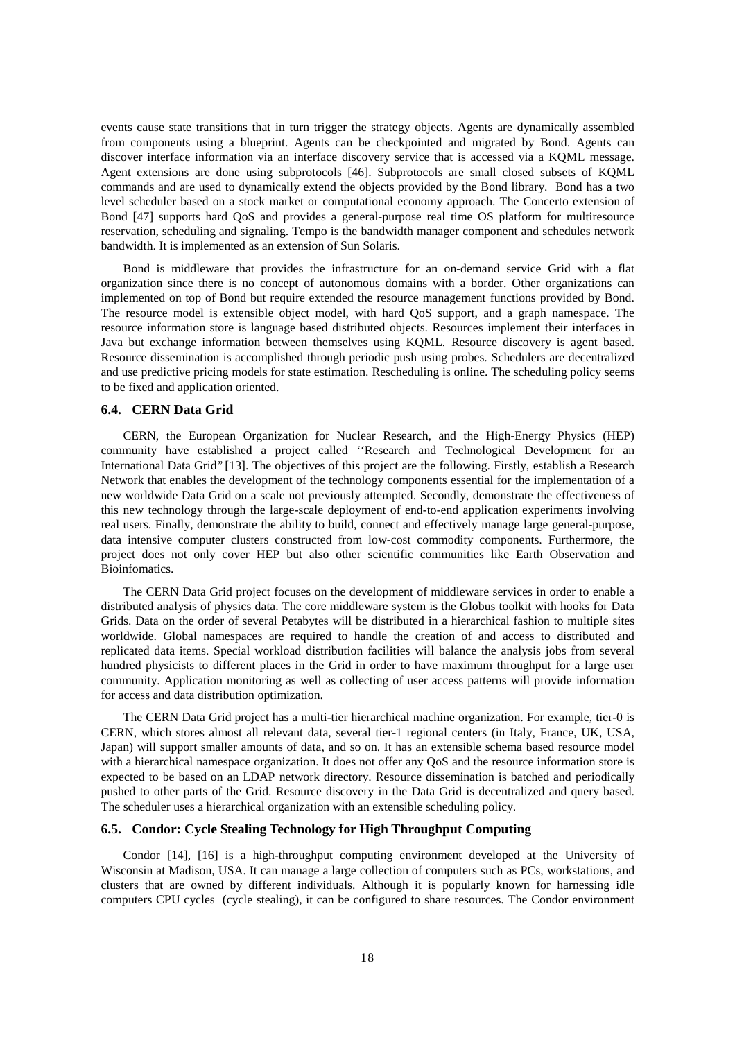events cause state transitions that in turn trigger the strategy objects. Agents are dynamically assembled from components using a blueprint. Agents can be checkpointed and migrated by Bond. Agents can discover interface information via an interface discovery service that is accessed via a KQML message. Agent extensions are done using subprotocols [46]. Subprotocols are small closed subsets of KQML commands and are used to dynamically extend the objects provided by the Bond library. Bond has a two level scheduler based on a stock market or computational economy approach. The Concerto extension of Bond [47] supports hard QoS and provides a general-purpose real time OS platform for multiresource reservation, scheduling and signaling. Tempo is the bandwidth manager component and schedules network bandwidth. It is implemented as an extension of Sun Solaris.

Bond is middleware that provides the infrastructure for an on-demand service Grid with a flat organization since there is no concept of autonomous domains with a border. Other organizations can implemented on top of Bond but require extended the resource management functions provided by Bond. The resource model is extensible object model, with hard QoS support, and a graph namespace. The resource information store is language based distributed objects. Resources implement their interfaces in Java but exchange information between themselves using KQML. Resource discovery is agent based. Resource dissemination is accomplished through periodic push using probes. Schedulers are decentralized and use predictive pricing models for state estimation. Rescheduling is online. The scheduling policy seems to be fixed and application oriented.

### 6.4. CERN Data Grid

CERN, the European Organization for Nuclear Research, and the High-Energy Physics (HEP) community have established a project called ''Research and Technological Development for an International Data Grid" [13]. The objectives of this project are the following. Firstly, establish a Research Network that enables the development of the technology components essential for the implementation of a new worldwide Data Grid on a scale not previously attempted. Secondly, demonstrate the effectiveness of this new technology through the large-scale deployment of end-to-end application experiments involving real users. Finally, demonstrate the ability to build, connect and effectively manage large general-purpose, data intensive computer clusters constructed from low-cost commodity components. Furthermore, the project does not only cover HEP but also other scientific communities like Earth Observation and Bioinfomatics.

The CERN Data Grid project focuses on the development of middleware services in order to enable a distributed analysis of physics data. The core middleware system is the Globus toolkit with hooks for Data Grids. Data on the order of several Petabytes will be distributed in a hierarchical fashion to multiple sites worldwide. Global namespaces are required to handle the creation of and access to distributed and replicated data items. Special workload distribution facilities will balance the analysis jobs from several hundred physicists to different places in the Grid in order to have maximum throughput for a large user community. Application monitoring as well as collecting of user access patterns will provide information for access and data distribution optimization.

The CERN Data Grid project has a multi-tier hierarchical machine organization. For example, tier-0 is CERN, which stores almost all relevant data, several tier-1 regional centers (in Italy, France, UK, USA, Japan) will support smaller amounts of data, and so on. It has an extensible schema based resource model with a hierarchical namespace organization. It does not offer any QoS and the resource information store is expected to be based on an LDAP network directory. Resource dissemination is batched and periodically pushed to other parts of the Grid. Resource discovery in the Data Grid is decentralized and query based. The scheduler uses a hierarchical organization with an extensible scheduling policy.

### 6.5. Condor: Cycle Stealing Technology for High Throughput Computing

Condor [14], [16] is a high-throughput computing environment developed at the University of Wisconsin at Madison, USA. It can manage a large collection of computers such as PCs, workstations, and clusters that are owned by different individuals. Although it is popularly known for harnessing idle computers CPU cycles (cycle stealing), it can be configured to share resources. The Condor environment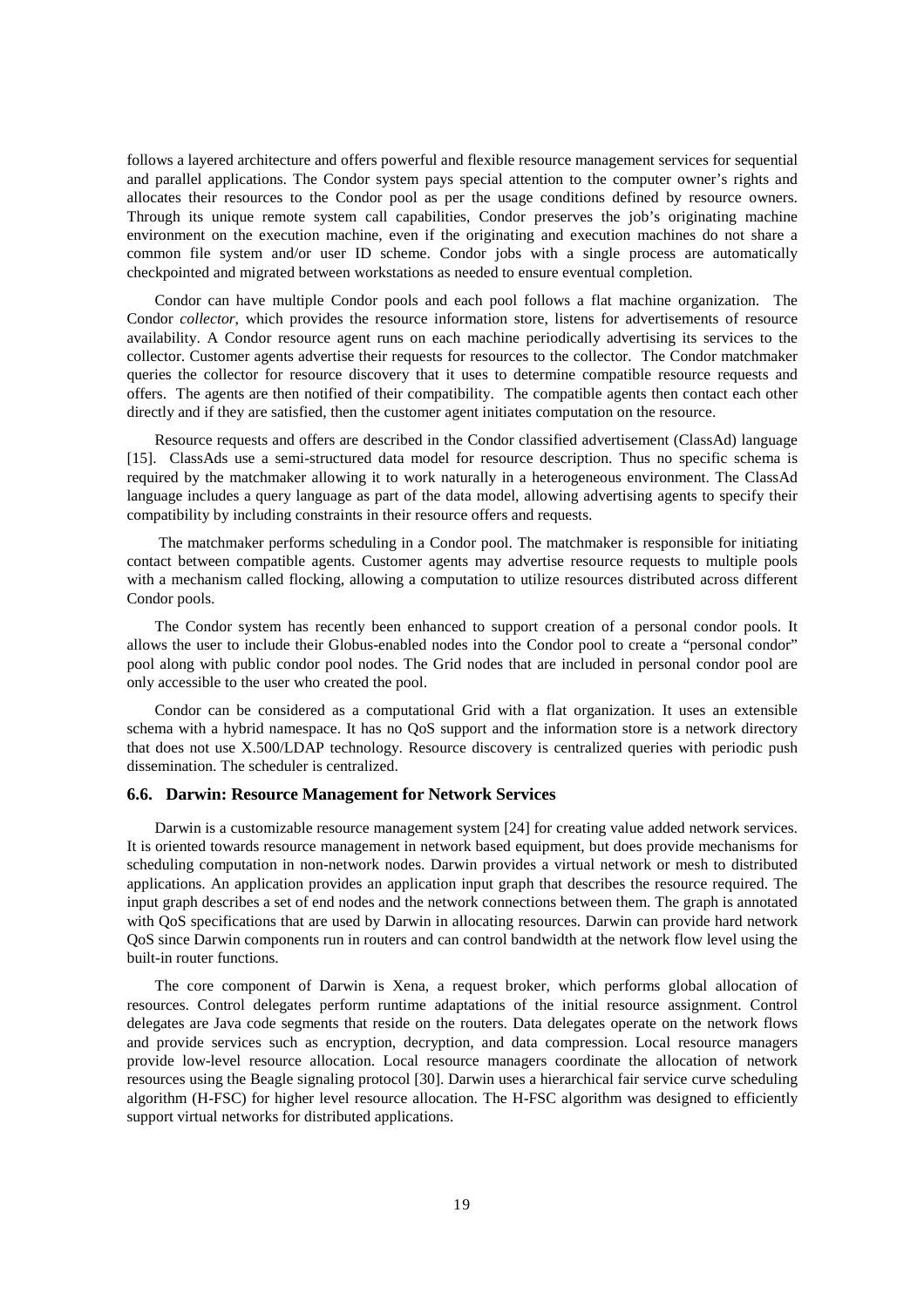follows a layered architecture and offers powerful and flexible resource management services for sequential and parallel applications. The Condor system pays special attention to the computer owner's rights and allocates their resources to the Condor pool as per the usage conditions defined by resource owners. Through its unique remote system call capabilities, Condor preserves the job's originating machine environment on the execution machine, even if the originating and execution machines do not share a common file system and/or user ID scheme. Condor jobs with a single process are automatically checkpointed and migrated between workstations as needed to ensure eventual completion.

Condor can have multiple Condor pools and each pool follows a flat machine organization. The Condor *collector*, which provides the resource information store, listens for advertisements of resource availability. A Condor resource agent runs on each machine periodically advertising its services to the collector. Customer agents advertise their requests for resources to the collector. The Condor matchmaker queries the collector for resource discovery that it uses to determine compatible resource requests and offers. The agents are then notified of their compatibility. The compatible agents then contact each other directly and if they are satisfied, then the customer agent initiates computation on the resource.

Resource requests and offers are described in the Condor classified advertisement (ClassAd) language [15]. ClassAds use a semi-structured data model for resource description. Thus no specific schema is required by the matchmaker allowing it to work naturally in a heterogeneous environment. The ClassAd language includes a query language as part of the data model, allowing advertising agents to specify their compatibility by including constraints in their resource offers and requests.

The matchmaker performs scheduling in a Condor pool. The matchmaker is responsible for initiating contact between compatible agents. Customer agents may advertise resource requests to multiple pools with a mechanism called flocking, allowing a computation to utilize resources distributed across different Condor pools.

The Condor system has recently been enhanced to support creation of a personal condor pools. It allows the user to include their Globus-enabled nodes into the Condor pool to create a "personal condor" pool along with public condor pool nodes. The Grid nodes that are included in personal condor pool are only accessible to the user who created the pool.

Condor can be considered as a computational Grid with a flat organization. It uses an extensible schema with a hybrid namespace. It has no QoS support and the information store is a network directory that does not use X.500/LDAP technology. Resource discovery is centralized queries with periodic push dissemination. The scheduler is centralized.

### 6.6. Darwin: Resource Management for Network Services

Darwin is a customizable resource management system [24] for creating value added network services. It is oriented towards resource management in network based equipment, but does provide mechanisms for scheduling computation in non-network nodes. Darwin provides a virtual network or mesh to distributed applications. An application provides an application input graph that describes the resource required. The input graph describes a set of end nodes and the network connections between them. The graph is annotated with QoS specifications that are used by Darwin in allocating resources. Darwin can provide hard network QoS since Darwin components run in routers and can control bandwidth at the network flow level using the built-in router functions.

The core component of Darwin is Xena, a request broker, which performs global allocation of resources. Control delegates perform runtime adaptations of the initial resource assignment. Control delegates are Java code segments that reside on the routers. Data delegates operate on the network flows and provide services such as encryption, decryption, and data compression. Local resource managers provide low-level resource allocation. Local resource managers coordinate the allocation of network resources using the Beagle signaling protocol [30]. Darwin uses a hierarchical fair service curve scheduling algorithm (H-FSC) for higher level resource allocation. The H-FSC algorithm was designed to efficiently support virtual networks for distributed applications.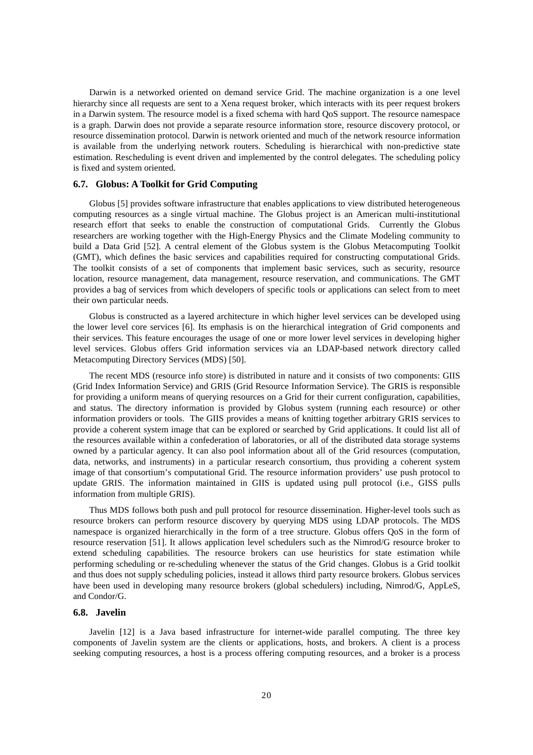Darwin is a networked oriented on demand service Grid. The machine organization is a one level hierarchy since all requests are sent to a Xena request broker, which interacts with its peer request brokers in a Darwin system. The resource model is a fixed schema with hard QoS support. The resource namespace is a graph. Darwin does not provide a separate resource information store, resource discovery protocol, or resource dissemination protocol. Darwin is network oriented and much of the network resource information is available from the underlying network routers. Scheduling is hierarchical with non-predictive state estimation. Rescheduling is event driven and implemented by the control delegates. The scheduling policy is fixed and system oriented.

### 6.7. Globus: A Toolkit for Grid Computing

Globus [5] provides software infrastructure that enables applications to view distributed heterogeneous computing resources as a single virtual machine. The Globus project is an American multi-institutional research effort that seeks to enable the construction of computational Grids. Currently the Globus researchers are working together with the High-Energy Physics and the Climate Modeling community to build a Data Grid [52]. A central element of the Globus system is the Globus Metacomputing Toolkit (GMT), which defines the basic services and capabilities required for constructing computational Grids. The toolkit consists of a set of components that implement basic services, such as security, resource location, resource management, data management, resource reservation, and communications. The GMT provides a bag of services from which developers of specific tools or applications can select from to meet their own particular needs.

Globus is constructed as a layered architecture in which higher level services can be developed using the lower level core services [6]. Its emphasis is on the hierarchical integration of Grid components and their services. This feature encourages the usage of one or more lower level services in developing higher level services. Globus offers Grid information services via an LDAP-based network directory called Metacomputing Directory Services (MDS) [50].

The recent MDS (resource info store) is distributed in nature and it consists of two components: GIIS (Grid Index Information Service) and GRIS (Grid Resource Information Service). The GRIS is responsible for providing a uniform means of querying resources on a Grid for their current configuration, capabilities, and status. The directory information is provided by Globus system (running each resource) or other information providers or tools. The GIIS provides a means of knitting together arbitrary GRIS services to provide a coherent system image that can be explored or searched by Grid applications. It could list all of the resources available within a confederation of laboratories, or all of the distributed data storage systems owned by a particular agency. It can also pool information about all of the Grid resources (computation, data, networks, and instruments) in a particular research consortium, thus providing a coherent system image of that consortium's computational Grid. The resource information providers' use push protocol to update GRIS. The information maintained in GIIS is updated using pull protocol (i.e., GISS pulls information from multiple GRIS).

Thus MDS follows both push and pull protocol for resource dissemination. Higher-level tools such as resource brokers can perform resource discovery by querying MDS using LDAP protocols. The MDS namespace is organized hierarchically in the form of a tree structure. Globus offers QoS in the form of resource reservation [51]. It allows application level schedulers such as the Nimrod/G resource broker to extend scheduling capabilities. The resource brokers can use heuristics for state estimation while performing scheduling or re-scheduling whenever the status of the Grid changes. Globus is a Grid toolkit and thus does not supply scheduling policies, instead it allows third party resource brokers. Globus services have been used in developing many resource brokers (global schedulers) including, Nimrod/G, AppLeS, and Condor/G.

### 6.8. Javelin

Javelin [12] is a Java based infrastructure for internet-wide parallel computing. The three key components of Javelin system are the clients or applications, hosts, and brokers. A client is a process seeking computing resources, a host is a process offering computing resources, and a broker is a process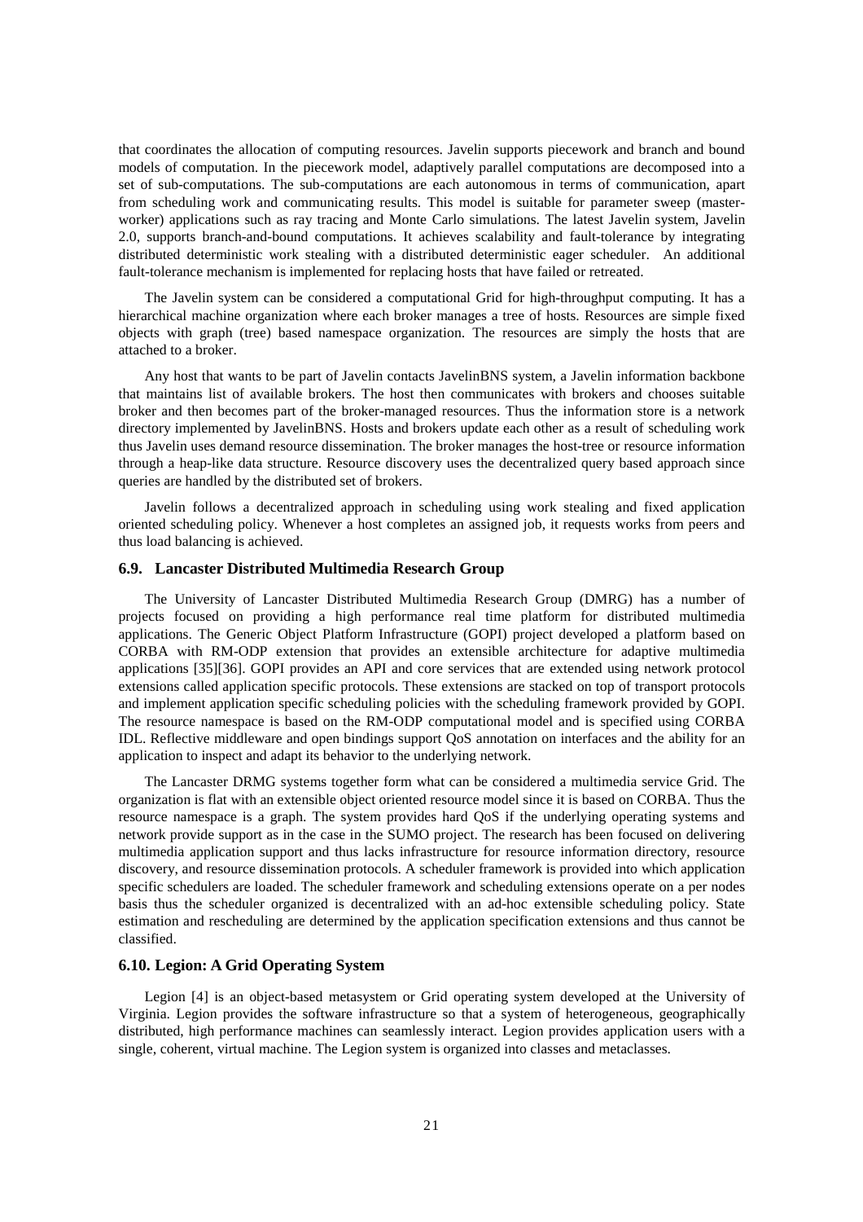that coordinates the allocation of computing resources. Javelin supports piecework and branch and bound models of computation. In the piecework model, adaptively parallel computations are decomposed into a set of sub-computations. The sub-computations are each autonomous in terms of communication, apart from scheduling work and communicating results. This model is suitable for parameter sweep (master-worker) applications such as ray tracing and Monte Carlo simulations. The latest Javelin system, Javelin 2.0, supports branch-and-bound computations. It achieves scalability and fault-tolerance by integrating distributed deterministic work stealing with a distributed deterministic eager scheduler. An additional fault-tolerance mechanism is implemented for replacing hosts that have failed or retreated.

The Javelin system can be considered a computational Grid for high-throughput computing. It has a hierarchical machine organization where each broker manages a tree of hosts. Resources are simple fixed objects with graph (tree) based namespace organization. The resources are simply the hosts that are attached to a broker.

Any host that wants to be part of Javelin contacts JavelinBNS system, a Javelin information backbone that maintains list of available brokers. The host then communicates with brokers and chooses suitable broker and then becomes part of the broker-managed resources. Thus the information store is a network directory implemented by JavelinBNS. Hosts and brokers update each other as a result of scheduling work thus Javelin uses demand resource dissemination. The broker manages the host-tree or resource information through a heap-like data structure. Resource discovery uses the decentralized query based approach since queries are handled by the distributed set of brokers.

Javelin follows a decentralized approach in scheduling using work stealing and fixed application oriented scheduling policy. Whenever a host completes an assigned job, it requests works from peers and thus load balancing is achieved.

### 6.9. Lancaster Distributed Multimedia Research Group

The University of Lancaster Distributed Multimedia Research Group (DMRG) has a number of projects focused on providing a high performance real time platform for distributed multimedia applications. The Generic Object Platform Infrastructure (GOPI) project developed a platform based on CORBA with RM-ODP extension that provides an extensible architecture for adaptive multimedia applications [35][36]. GOPI provides an API and core services that are extended using network protocol extensions called application specific protocols. These extensions are stacked on top of transport protocols and implement application specific scheduling policies with the scheduling framework provided by GOPI. The resource namespace is based on the RM-ODP computational model and is specified using CORBA IDL. Reflective middleware and open bindings support QoS annotation on interfaces and the ability for an application to inspect and adapt its behavior to the underlying network.

The Lancaster DRMG systems together form what can be considered a multimedia service Grid. The organization is flat with an extensible object oriented resource model since it is based on CORBA. Thus the resource namespace is a graph. The system provides hard QoS if the underlying operating systems and network provide support as in the case in the SUMO project. The research has been focused on delivering multimedia application support and thus lacks infrastructure for resource information directory, resource discovery, and resource dissemination protocols. A scheduler framework is provided into which application specific schedulers are loaded. The scheduler framework and scheduling extensions operate on a per nodes basis thus the scheduler organized is decentralized with an ad-hoc extensible scheduling policy. State estimation and rescheduling are determined by the application specification extensions and thus cannot be classified.

### 6.10. Legion: A Grid Operating System

Legion [4] is an object-based metasystem or Grid operating system developed at the University of Virginia. Legion provides the software infrastructure so that a system of heterogeneous, geographically distributed, high performance machines can seamlessly interact. Legion provides application users with a single, coherent, virtual machine. The Legion system is organized into classes and metaclasses.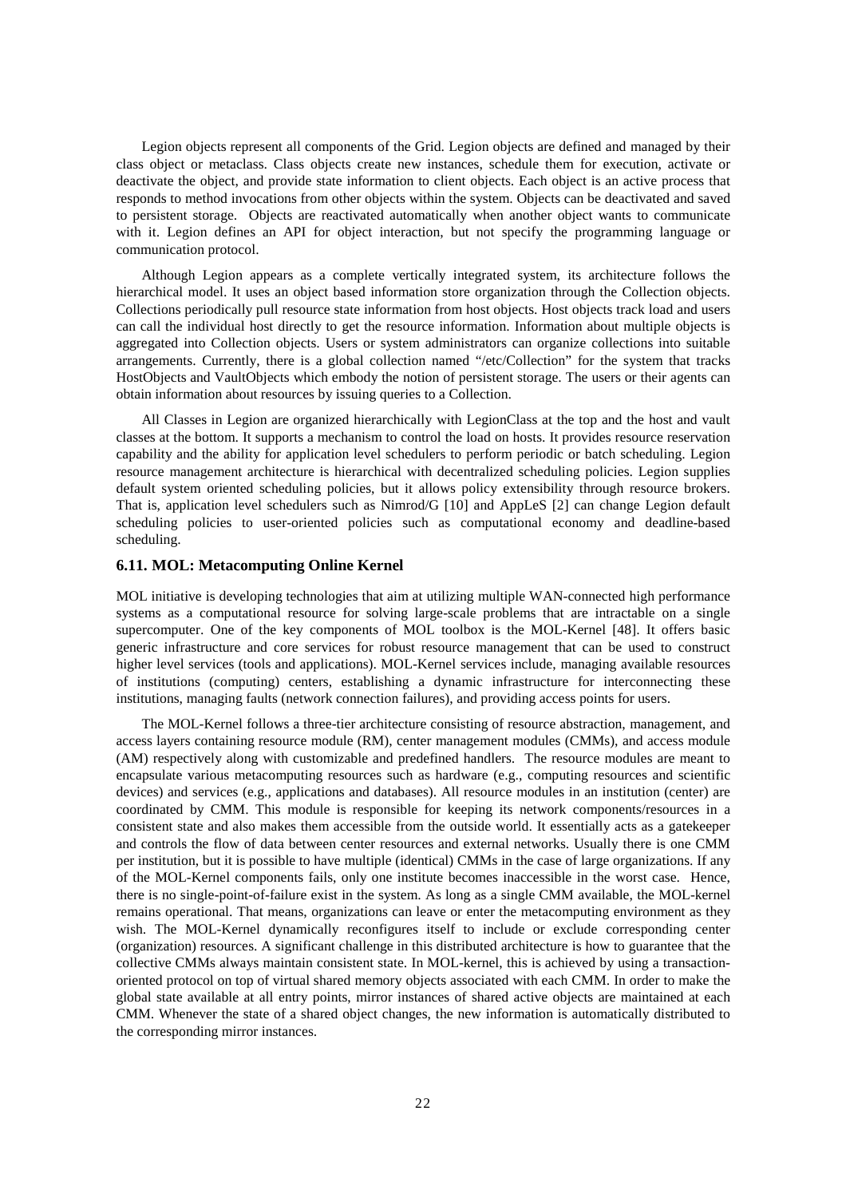Legion objects represent all components of the Grid. Legion objects are defined and managed by their class object or metaclass. Class objects create new instances, schedule them for execution, activate or deactivate the object, and provide state information to client objects. Each object is an active process that responds to method invocations from other objects within the system. Objects can be deactivated and saved to persistent storage. Objects are reactivated automatically when another object wants to communicate with it. Legion defines an API for object interaction, but not specify the programming language or communication protocol.

Although Legion appears as a complete vertically integrated system, its architecture follows the hierarchical model. It uses an object based information store organization through the Collection objects. Collections periodically pull resource state information from host objects. Host objects track load and users can call the individual host directly to get the resource information. Information about multiple objects is aggregated into Collection objects. Users or system administrators can organize collections into suitable arrangements. Currently, there is a global collection named "/etc/Collection" for the system that tracks HostObjects and VaultObjects which embody the notion of persistent storage. The users or their agents can obtain information about resources by issuing queries to a Collection.

All Classes in Legion are organized hierarchically with LegionClass at the top and the host and vault classes at the bottom. It supports a mechanism to control the load on hosts. It provides resource reservation capability and the ability for application level schedulers to perform periodic or batch scheduling. Legion resource management architecture is hierarchical with decentralized scheduling policies. Legion supplies default system oriented scheduling policies, but it allows policy extensibility through resource brokers. That is, application level schedulers such as Nimrod/G [10] and AppLeS [2] can change Legion default scheduling policies to user-oriented policies such as computational economy and deadline-based scheduling.

### 6.11. MOL: Metacomputing Online Kernel

MOL initiative is developing technologies that aim at utilizing multiple WAN-connected high performance systems as a computational resource for solving large-scale problems that are intractable on a single supercomputer. One of the key components of MOL toolbox is the MOL-Kernel [48]. It offers basic generic infrastructure and core services for robust resource management that can be used to construct higher level services (tools and applications). MOL-Kernel services include, managing available resources of institutions (computing) centers, establishing a dynamic infrastructure for interconnecting these institutions, managing faults (network connection failures), and providing access points for users.

The MOL-Kernel follows a three-tier architecture consisting of resource abstraction, management, and access layers containing resource module (RM), center management modules (CMMs), and access module (AM) respectively along with customizable and predefined handlers. The resource modules are meant to encapsulate various metacomputing resources such as hardware (e.g., computing resources and scientific devices) and services (e.g., applications and databases). All resource modules in an institution (center) are coordinated by CMM. This module is responsible for keeping its network components/resources in a consistent state and also makes them accessible from the outside world. It essentially acts as a gatekeeper and controls the flow of data between center resources and external networks. Usually there is one CMM per institution, but it is possible to have multiple (identical) CMMs in the case of large organizations. If any of the MOL-Kernel components fails, only one institute becomes inaccessible in the worst case. Hence, there is no single-point-of-failure exist in the system. As long as a single CMM available, the MOL-kernel remains operational. That means, organizations can leave or enter the metacomputing environment as they wish. The MOL-Kernel dynamically reconfigures itself to include or exclude corresponding center (organization) resources. A significant challenge in this distributed architecture is how to guarantee that the collective CMMs always maintain consistent state. In MOL-kernel, this is achieved by using a transaction-oriented protocol on top of virtual shared memory objects associated with each CMM. In order to make the global state available at all entry points, mirror instances of shared active objects are maintained at each CMM. Whenever the state of a shared object changes, the new information is automatically distributed to the corresponding mirror instances.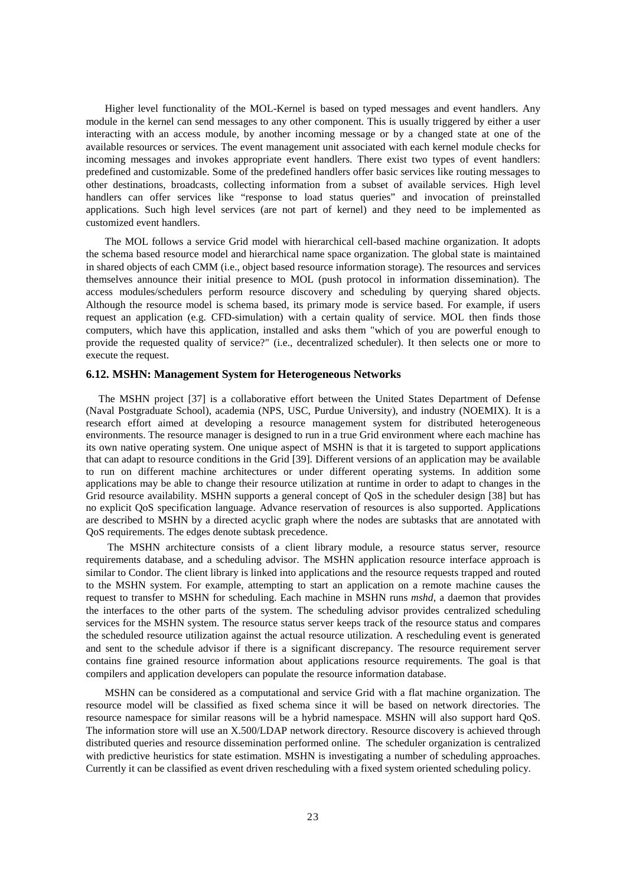Higher level functionality of the MOL-Kernel is based on typed messages and event handlers. Any module in the kernel can send messages to any other component. This is usually triggered by either a user interacting with an access module, by another incoming message or by a changed state at one of the available resources or services. The event management unit associated with each kernel module checks for incoming messages and invokes appropriate event handlers. There exist two types of event handlers: predefined and customizable. Some of the predefined handlers offer basic services like routing messages to other destinations, broadcasts, collecting information from a subset of available services. High level handlers can offer services like "response to load status queries" and invocation of preinstalled applications. Such high level services (are not part of kernel) and they need to be implemented as customized event handlers.

The MOL follows a service Grid model with hierarchical cell-based machine organization. It adopts the schema based resource model and hierarchical name space organization. The global state is maintained in shared objects of each CMM (i.e., object based resource information storage). The resources and services themselves announce their initial presence to MOL (push protocol in information dissemination). The access modules/schedulers perform resource discovery and scheduling by querying shared objects. Although the resource model is schema based, its primary mode is service based. For example, if users request an application (e.g. CFD-simulation) with a certain quality of service. MOL then finds those computers, which have this application, installed and asks them "which of you are powerful enough to provide the requested quality of service?" (i.e., decentralized scheduler). It then selects one or more to execute the request.

### 6.12. MSHN: Management System for Heterogeneous Networks

The MSHN project [37] is a collaborative effort between the United States Department of Defense (Naval Postgraduate School), academia (NPS, USC, Purdue University), and industry (NOEMIX). It is a research effort aimed at developing a resource management system for distributed heterogeneous environments. The resource manager is designed to run in a true Grid environment where each machine has its own native operating system. One unique aspect of MSHN is that it is targeted to support applications that can adapt to resource conditions in the Grid [39]. Different versions of an application may be available to run on different machine architectures or under different operating systems. In addition some applications may be able to change their resource utilization at runtime in order to adapt to changes in the Grid resource availability. MSHN supports a general concept of QoS in the scheduler design [38] but has no explicit QoS specification language. Advance reservation of resources is also supported. Applications are described to MSHN by a directed acyclic graph where the nodes are subtasks that are annotated with QoS requirements. The edges denote subtask precedence.

The MSHN architecture consists of a client library module, a resource status server, resource requirements database, and a scheduling advisor. The MSHN application resource interface approach is similar to Condor. The client library is linked into applications and the resource requests trapped and routed to the MSHN system. For example, attempting to start an application on a remote machine causes the request to transfer to MSHN for scheduling. Each machine in MSHN runs *mshd*, a daemon that provides the interfaces to the other parts of the system. The scheduling advisor provides centralized scheduling services for the MSHN system. The resource status server keeps track of the resource status and compares the scheduled resource utilization against the actual resource utilization. A rescheduling event is generated and sent to the schedule advisor if there is a significant discrepancy. The resource requirement server contains fine grained resource information about applications resource requirements. The goal is that compilers and application developers can populate the resource information database.

MSHN can be considered as a computational and service Grid with a flat machine organization. The resource model will be classified as fixed schema since it will be based on network directories. The resource namespace for similar reasons will be a hybrid namespace. MSHN will also support hard QoS. The information store will use an X.500/LDAP network directory. Resource discovery is achieved through distributed queries and resource dissemination performed online. The scheduler organization is centralized with predictive heuristics for state estimation. MSHN is investigating a number of scheduling approaches. Currently it can be classified as event driven rescheduling with a fixed system oriented scheduling policy.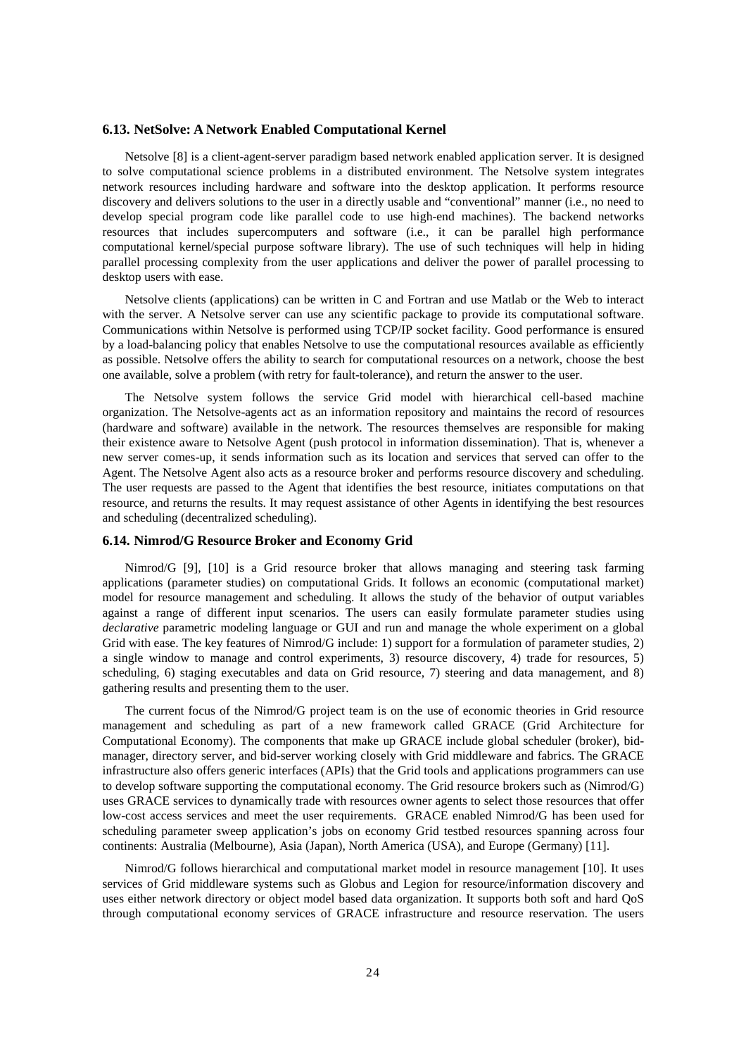### 6.13. NetSolve: A Network Enabled Computational Kernel

Netsolve [8] is a client-agent-server paradigm based network enabled application server. It is designed to solve computational science problems in a distributed environment. The Netsolve system integrates network resources including hardware and software into the desktop application. It performs resource discovery and delivers solutions to the user in a directly usable and "conventional" manner (i.e., no need to develop special program code like parallel code to use high-end machines). The backend networks resources that includes supercomputers and software (i.e., it can be parallel high performance computational kernel/special purpose software library). The use of such techniques will help in hiding parallel processing complexity from the user applications and deliver the power of parallel processing to desktop users with ease.

Netsolve clients (applications) can be written in C and Fortran and use Matlab or the Web to interact with the server. A Netsolve server can use any scientific package to provide its computational software. Communications within Netsolve is performed using TCP/IP socket facility. Good performance is ensured by a load-balancing policy that enables Netsolve to use the computational resources available as efficiently as possible. Netsolve offers the ability to search for computational resources on a network, choose the best one available, solve a problem (with retry for fault-tolerance), and return the answer to the user.

The Netsolve system follows the service Grid model with hierarchical cell-based machine organization. The Netsolve-agents act as an information repository and maintains the record of resources (hardware and software) available in the network. The resources themselves are responsible for making their existence aware to Netsolve Agent (push protocol in information dissemination). That is, whenever a new server comes-up, it sends information such as its location and services that served can offer to the Agent. The Netsolve Agent also acts as a resource broker and performs resource discovery and scheduling. The user requests are passed to the Agent that identifies the best resource, initiates computations on that resource, and returns the results. It may request assistance of other Agents in identifying the best resources and scheduling (decentralized scheduling).

### 6.14. Nimrod/G Resource Broker and Economy Grid

Nimrod/G [9], [10] is a Grid resource broker that allows managing and steering task farming applications (parameter studies) on computational Grids. It follows an economic (computational market) model for resource management and scheduling. It allows the study of the behavior of output variables against a range of different input scenarios. The users can easily formulate parameter studies using *declarative* parametric modeling language or GUI and run and manage the whole experiment on a global Grid with ease. The key features of Nimrod/G include: 1) support for a formulation of parameter studies, 2) a single window to manage and control experiments, 3) resource discovery, 4) trade for resources, 5) scheduling, 6) staging executables and data on Grid resource, 7) steering and data management, and 8) gathering results and presenting them to the user.

The current focus of the Nimrod/G project team is on the use of economic theories in Grid resource management and scheduling as part of a new framework called GRACE (Grid Architecture for Computational Economy). The components that make up GRACE include global scheduler (broker), bid-manager, directory server, and bid-server working closely with Grid middleware and fabrics. The GRACE infrastructure also offers generic interfaces (APIs) that the Grid tools and applications programmers can use to develop software supporting the computational economy. The Grid resource brokers such as (Nimrod/G) uses GRACE services to dynamically trade with resources owner agents to select those resources that offer low-cost access services and meet the user requirements. GRACE enabled Nimrod/G has been used for scheduling parameter sweep application's jobs on economy Grid testbed resources spanning across four continents: Australia (Melbourne), Asia (Japan), North America (USA), and Europe (Germany) [11].

Nimrod/G follows hierarchical and computational market model in resource management [10]. It uses services of Grid middleware systems such as Globus and Legion for resource/information discovery and uses either network directory or object model based data organization. It supports both soft and hard QoS through computational economy services of GRACE infrastructure and resource reservation. The users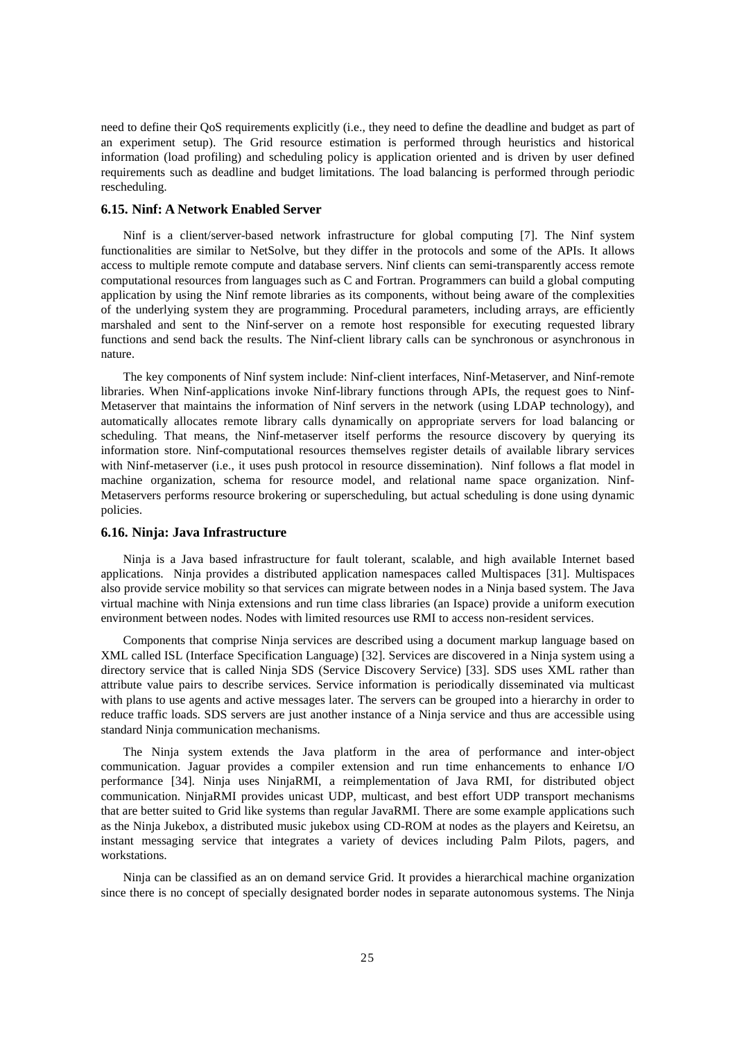need to define their QoS requirements explicitly (i.e., they need to define the deadline and budget as part of an experiment setup). The Grid resource estimation is performed through heuristics and historical information (load profiling) and scheduling policy is application oriented and is driven by user defined requirements such as deadline and budget limitations. The load balancing is performed through periodic rescheduling.

### 6.15. Ninf: A Network Enabled Server

Ninf is a client/server-based network infrastructure for global computing [7]. The Ninf system functionalities are similar to NetSolve, but they differ in the protocols and some of the APIs. It allows access to multiple remote compute and database servers. Ninf clients can semi-transparently access remote computational resources from languages such as C and Fortran. Programmers can build a global computing application by using the Ninf remote libraries as its components, without being aware of the complexities of the underlying system they are programming. Procedural parameters, including arrays, are efficiently marshaled and sent to the Ninf-server on a remote host responsible for executing requested library functions and send back the results. The Ninf-client library calls can be synchronous or asynchronous in nature.

The key components of Ninf system include: Ninf-client interfaces, Ninf-Metaserver, and Ninf-remote libraries. When Ninf-applications invoke Ninf-library functions through APIs, the request goes to Ninf-Metaserver that maintains the information of Ninf servers in the network (using LDAP technology), and automatically allocates remote library calls dynamically on appropriate servers for load balancing or scheduling. That means, the Ninf-metaserver itself performs the resource discovery by querying its information store. Ninf-computational resources themselves register details of available library services with Ninf-metaserver (i.e., it uses push protocol in resource dissemination). Ninf follows a flat model in machine organization, schema for resource model, and relational name space organization. Ninf-Metaservers performs resource brokering or superscheduling, but actual scheduling is done using dynamic policies.

### 6.16. Ninja: Java Infrastructure

Ninja is a Java based infrastructure for fault tolerant, scalable, and high available Internet based applications. Ninja provides a distributed application namespaces called Multispaces [31]. Multispaces also provide service mobility so that services can migrate between nodes in a Ninja based system. The Java virtual machine with Ninja extensions and run time class libraries (an Ispace) provide a uniform execution environment between nodes. Nodes with limited resources use RMI to access non-resident services.

Components that comprise Ninja services are described using a document markup language based on XML called ISL (Interface Specification Language) [32]. Services are discovered in a Ninja system using a directory service that is called Ninja SDS (Service Discovery Service) [33]. SDS uses XML rather than attribute value pairs to describe services. Service information is periodically disseminated via multicast with plans to use agents and active messages later. The servers can be grouped into a hierarchy in order to reduce traffic loads. SDS servers are just another instance of a Ninja service and thus are accessible using standard Ninja communication mechanisms.

The Ninja system extends the Java platform in the area of performance and inter-object communication. Jaguar provides a compiler extension and run time enhancements to enhance I/O performance [34]. Ninja uses NinjaRMI, a reimplementation of Java RMI, for distributed object communication. NinjaRMI provides unicast UDP, multicast, and best effort UDP transport mechanisms that are better suited to Grid like systems than regular JavaRMI. There are some example applications such as the Ninja Jukebox, a distributed music jukebox using CD-ROM at nodes as the players and Keiretsu, an instant messaging service that integrates a variety of devices including Palm Pilots, pagers, and workstations.

Ninja can be classified as an on demand service Grid. It provides a hierarchical machine organization since there is no concept of specially designated border nodes in separate autonomous systems. The Ninja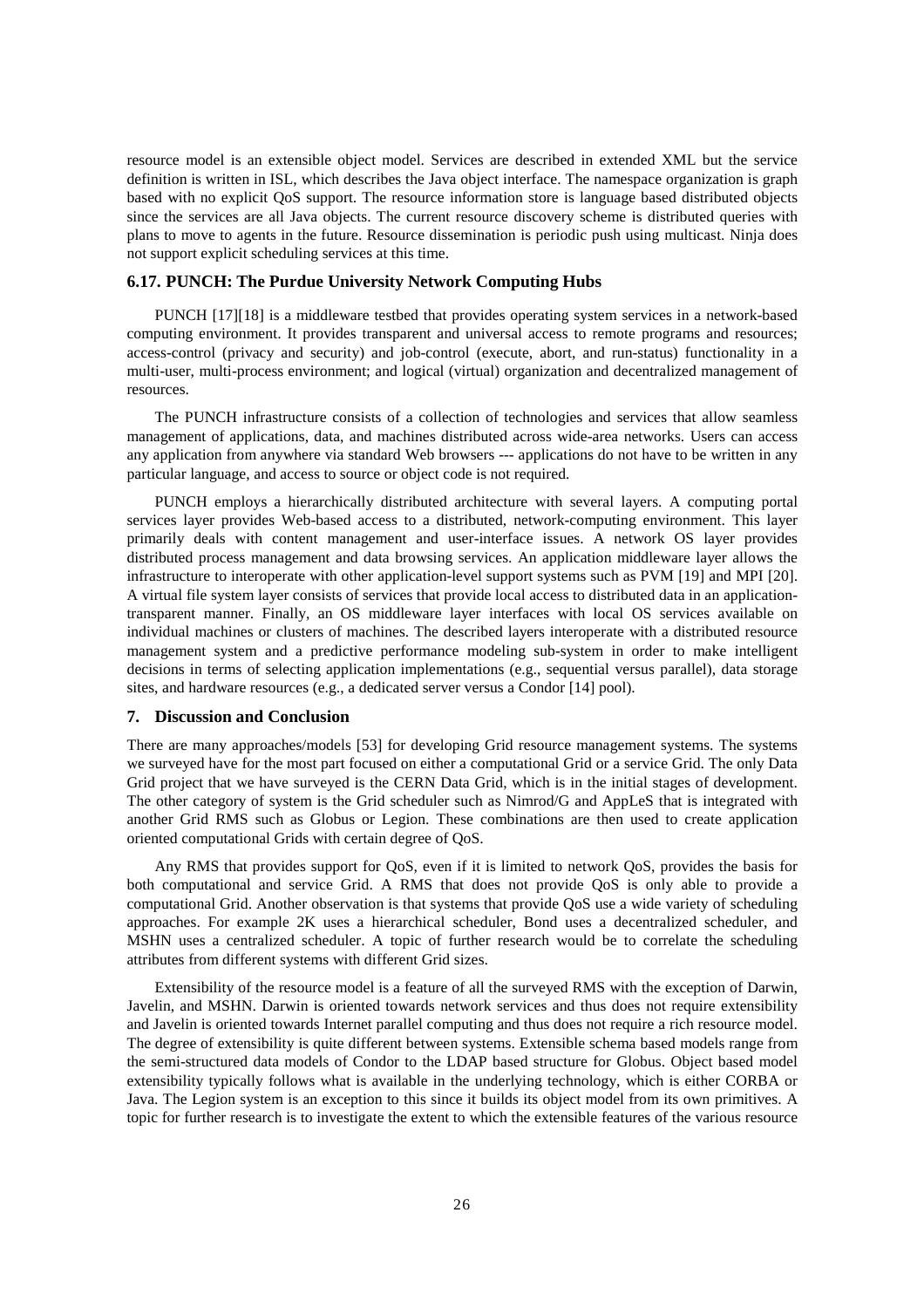resource model is an extensible object model. Services are described in extended XML but the service definition is written in ISL, which describes the Java object interface. The namespace organization is graph based with no explicit QoS support. The resource information store is language based distributed objects since the services are all Java objects. The current resource discovery scheme is distributed queries with plans to move to agents in the future. Resource dissemination is periodic push using multicast. Ninja does not support explicit scheduling services at this time.

### 6.17. PUNCH: The Purdue University Network Computing Hubs

PUNCH [17][18] is a middleware testbed that provides operating system services in a network-based computing environment. It provides transparent and universal access to remote programs and resources; access-control (privacy and security) and job-control (execute, abort, and run-status) functionality in a multi-user, multi-process environment; and logical (virtual) organization and decentralized management of resources.

The PUNCH infrastructure consists of a collection of technologies and services that allow seamless management of applications, data, and machines distributed across wide-area networks. Users can access any application from anywhere via standard Web browsers --- applications do not have to be written in any particular language, and access to source or object code is not required.

PUNCH employs a hierarchically distributed architecture with several layers. A computing portal services layer provides Web-based access to a distributed, network-computing environment. This layer primarily deals with content management and user-interface issues. A network OS layer provides distributed process management and data browsing services. An application middleware layer allows the infrastructure to interoperate with other application-level support systems such as PVM [19] and MPI [20]. A virtual file system layer consists of services that provide local access to distributed data in an application-transparent manner. Finally, an OS middleware layer interfaces with local OS services available on individual machines or clusters of machines. The described layers interoperate with a distributed resource management system and a predictive performance modeling sub-system in order to make intelligent decisions in terms of selecting application implementations (e.g., sequential versus parallel), data storage sites, and hardware resources (e.g., a dedicated server versus a Condor [14] pool).

## 7. Discussion and Conclusion

There are many approaches/models [53] for developing Grid resource management systems. The systems we surveyed have for the most part focused on either a computational Grid or a service Grid. The only Data Grid project that we have surveyed is the CERN Data Grid, which is in the initial stages of development. The other category of system is the Grid scheduler such as Nimrod/G and AppLeS that is integrated with another Grid RMS such as Globus or Legion. These combinations are then used to create application oriented computational Grids with certain degree of QoS.

Any RMS that provides support for QoS, even if it is limited to network QoS, provides the basis for both computational and service Grid. A RMS that does not provide QoS is only able to provide a computational Grid. Another observation is that systems that provide QoS use a wide variety of scheduling approaches. For example 2K uses a hierarchical scheduler, Bond uses a decentralized scheduler, and MSHN uses a centralized scheduler. A topic of further research would be to correlate the scheduling attributes from different systems with different Grid sizes.

Extensibility of the resource model is a feature of all the surveyed RMS with the exception of Darwin, Javelin, and MSHN. Darwin is oriented towards network services and thus does not require extensibility and Javelin is oriented towards Internet parallel computing and thus does not require a rich resource model. The degree of extensibility is quite different between systems. Extensible schema based models range from the semi-structured data models of Condor to the LDAP based structure for Globus. Object based model extensibility typically follows what is available in the underlying technology, which is either CORBA or Java. The Legion system is an exception to this since it builds its object model from its own primitives. A topic for further research is to investigate the extent to which the extensible features of the various resource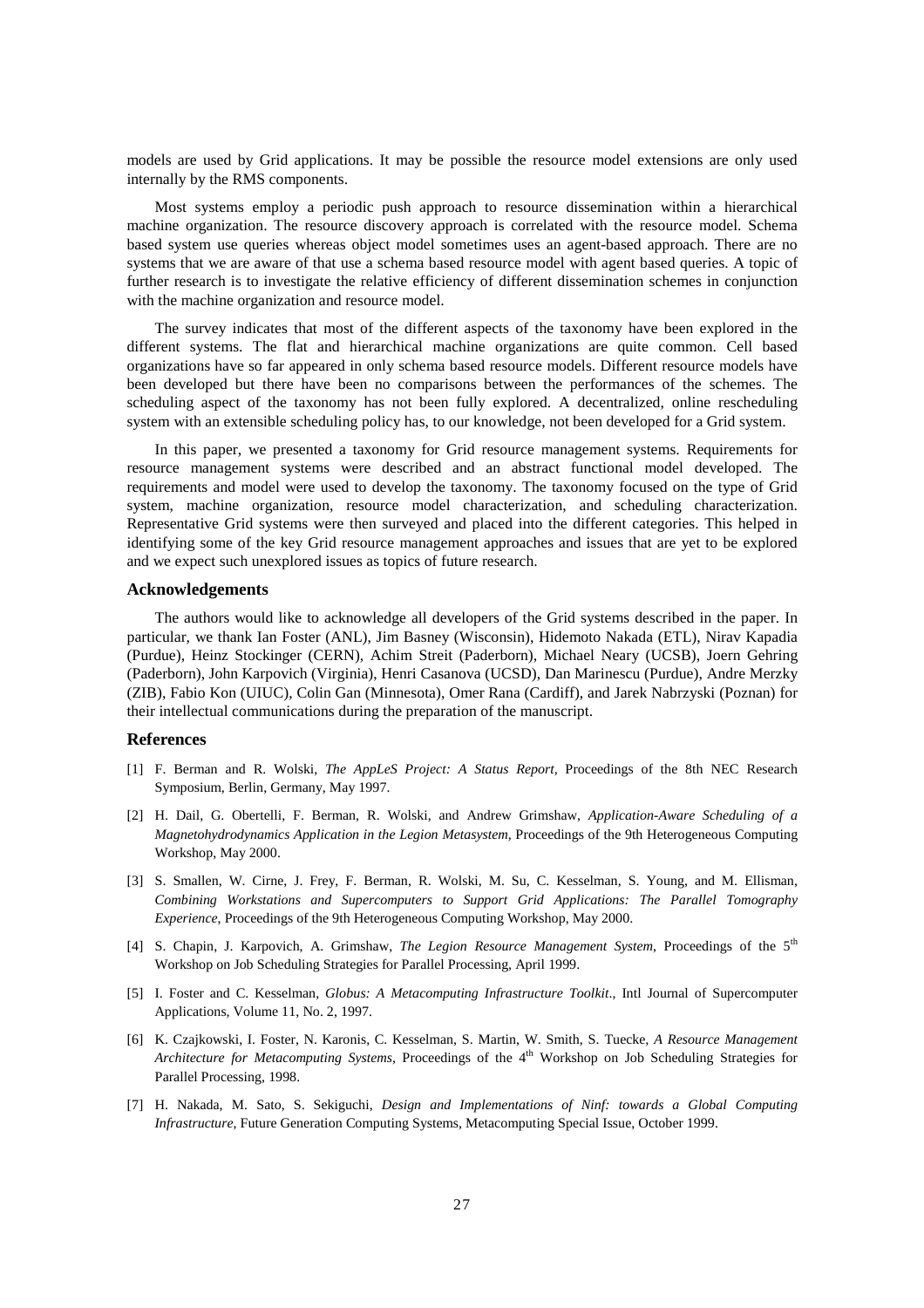models are used by Grid applications. It may be possible the resource model extensions are only used internally by the RMS components.

Most systems employ a periodic push approach to resource dissemination within a hierarchical machine organization. The resource discovery approach is correlated with the resource model. Schema based system use queries whereas object model sometimes uses an agent-based approach. There are no systems that we are aware of that use a schema based resource model with agent based queries. A topic of further research is to investigate the relative efficiency of different dissemination schemes in conjunction with the machine organization and resource model.

The survey indicates that most of the different aspects of the taxonomy have been explored in the different systems. The flat and hierarchical machine organizations are quite common. Cell based organizations have so far appeared in only schema based resource models. Different resource models have been developed but there have been no comparisons between the performances of the schemes. The scheduling aspect of the taxonomy has not been fully explored. A decentralized, online rescheduling system with an extensible scheduling policy has, to our knowledge, not been developed for a Grid system.

In this paper, we presented a taxonomy for Grid resource management systems. Requirements for resource management systems were described and an abstract functional model developed. The requirements and model were used to develop the taxonomy. The taxonomy focused on the type of Grid system, machine organization, resource model characterization, and scheduling characterization. Representative Grid systems were then surveyed and placed into the different categories. This helped in identifying some of the key Grid resource management approaches and issues that are yet to be explored and we expect such unexplored issues as topics of future research.

### Acknowledgements

The authors would like to acknowledge all developers of the Grid systems described in the paper. In particular, we thank Ian Foster (ANL), Jim Basney (Wisconsin), Hidemoto Nakada (ETL), Nirav Kapadia (Purdue), Heinz Stockinger (CERN), Achim Streit (Paderborn), Michael Neary (UCSB), Joern Gehring (Paderborn), John Karpovich (Virginia), Henri Casanova (UCSD), Dan Marinescu (Purdue), Andre Merzky (ZIB), Fabio Kon (UIUC), Colin Gan (Minnesota), Omer Rana (Cardiff), and Jarek Nabrzyski (Poznan) for their intellectual communications during the preparation of the manuscript.

### References

[1] F. Berman and R. Wolski, *The AppLeS Project: A Status Report*, Proceedings of the 8th NEC Research Symposium, Berlin, Germany, May 1997.

[2] H. Dail, G. Obertelli, F. Berman, R. Wolski, and Andrew Grimshaw, *Application-Aware Scheduling of a Magnetohydrodynamics Application in the Legion Metasystem*, Proceedings of the 9th Heterogeneous Computing Workshop, May 2000.

[3] S. Smallen, W. Cirne, J. Frey, F. Berman, R. Wolski, M. Su, C. Kesselman, S. Young, and M. Ellisman, *Combining Workstations and Supercomputers to Support Grid Applications: The Parallel Tomography Experience*, Proceedings of the 9th Heterogeneous Computing Workshop, May 2000.

[4] S. Chapin, J. Karpovich, A. Grimshaw, *The Legion Resource Management System*, Proceedings of the 5th Workshop on Job Scheduling Strategies for Parallel Processing, April 1999.

[5] I. Foster and C. Kesselman, *Globus: A Metacomputing Infrastructure Toolkit*., Intl Journal of Supercomputer Applications, Volume 11, No. 2, 1997.

[6] K. Czajkowski, I. Foster, N. Karonis, C. Kesselman, S. Martin, W. Smith, S. Tuecke, *A Resource Management Architecture for Metacomputing Systems*, Proceedings of the 4th Workshop on Job Scheduling Strategies for Parallel Processing, 1998.

[7] H. Nakada, M. Sato, S. Sekiguchi, *Design and Implementations of Ninf: towards a Global Computing Infrastructure*, Future Generation Computing Systems, Metacomputing Special Issue, October 1999.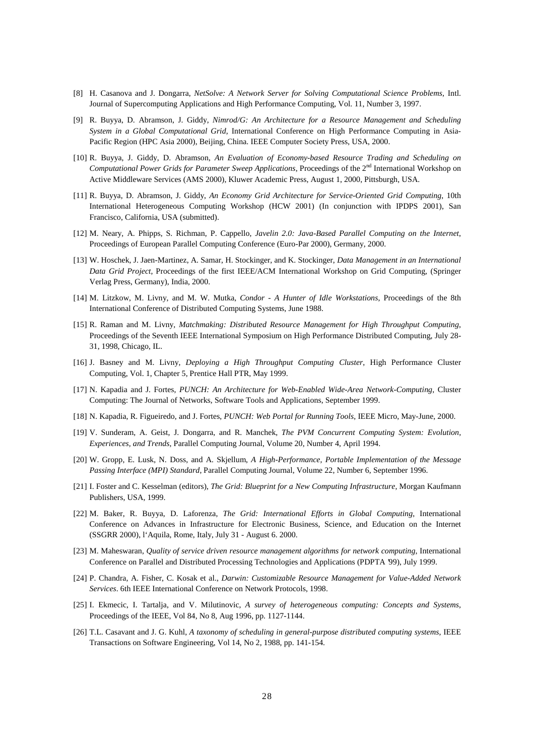[8] H. Casanova and J. Dongarra, *NetSolve: A Network Server for Solving Computational Science Problems*, Intl. Journal of Supercomputing Applications and High Performance Computing, Vol. 11, Number 3, 1997.

[9] R. Buyya, D. Abramson, J. Giddy, *Nimrod/G: An Architecture for a Resource Management and Scheduling System in a Global Computational Grid*, International Conference on High Performance Computing in Asia-Pacific Region (HPC Asia 2000), Beijing, China. IEEE Computer Society Press, USA, 2000.

[10] R. Buyya, J. Giddy, D. Abramson, *An Evaluation of Economy-based Resource Trading and Scheduling on Computational Power Grids for Parameter Sweep Applications*, Proceedings of the 2nd International Workshop on Active Middleware Services (AMS 2000), Kluwer Academic Press, August 1, 2000, Pittsburgh, USA.

[11] R. Buyya, D. Abramson, J. Giddy, *An Economy Grid Architecture for Service-Oriented Grid Computing*, 10th International Heterogeneous Computing Workshop (HCW 2001) (In conjunction with IPDPS 2001), San Francisco, California, USA (submitted).

[12] M. Neary, A. Phipps, S. Richman, P. Cappello, *Javelin 2.0: Java-Based Parallel Computing on the Internet*, Proceedings of European Parallel Computing Conference (Euro-Par 2000), Germany, 2000.

[13] W. Hoschek, J. Jaen-Martinez, A. Samar, H. Stockinger, and K. Stockinger, *Data Management in an International Data Grid Project*, Proceedings of the first IEEE/ACM International Workshop on Grid Computing, (Springer Verlag Press, Germany), India, 2000.

[14] M. Litzkow, M. Livny, and M. W. Mutka, *Condor - A Hunter of Idle Workstations*, Proceedings of the 8th International Conference of Distributed Computing Systems, June 1988.

[15] R. Raman and M. Livny, *Matchmaking: Distributed Resource Management for High Throughput Computing*, Proceedings of the Seventh IEEE International Symposium on High Performance Distributed Computing, July 28-31, 1998, Chicago, IL.

[16] J. Basney and M. Livny, *Deploying a High Throughput Computing Cluster*, High Performance Cluster Computing, Vol. 1, Chapter 5, Prentice Hall PTR, May 1999.

[17] N. Kapadia and J. Fortes, *PUNCH: An Architecture for Web-Enabled Wide-Area Network-Computing*, Cluster Computing: The Journal of Networks, Software Tools and Applications, September 1999.

[18] N. Kapadia, R. Figueiredo, and J. Fortes, *PUNCH: Web Portal for Running Tools*, IEEE Micro, May-June, 2000.

[19] V. Sunderam, A. Geist, J. Dongarra, and R. Manchek, *The PVM Concurrent Computing System: Evolution, Experiences, and Trends*, Parallel Computing Journal, Volume 20, Number 4, April 1994.

[20] W. Gropp, E. Lusk, N. Doss, and A. Skjellum, *A High-Performance, Portable Implementation of the Message Passing Interface (MPI) Standard*, Parallel Computing Journal, Volume 22, Number 6, September 1996.

[21] I. Foster and C. Kesselman (editors), *The Grid: Blueprint for a New Computing Infrastructure*, Morgan Kaufmann Publishers, USA, 1999.

[22] M. Baker, R. Buyya, D. Laforenza, *The Grid: International Efforts in Global Computing*, International Conference on Advances in Infrastructure for Electronic Business, Science, and Education on the Internet (SSGRR 2000), l'Aquila, Rome, Italy, July 31 - August 6. 2000.

[23] M. Maheswaran, *Quality of service driven resource management algorithms for network computing*, International Conference on Parallel and Distributed Processing Technologies and Applications (PDPTA '99), July 1999.

[24] P. Chandra, A. Fisher, C. Kosak et al., *Darwin: Customizable Resource Management for Value-Added Network Services*. 6th IEEE International Conference on Network Protocols, 1998.

[25] I. Ekmecic, I. Tartalja, and V. Milutinovic, *A survey of heterogeneous computing: Concepts and Systems*, Proceedings of the IEEE, Vol 84, No 8, Aug 1996, pp. 1127-1144.

[26] T.L. Casavant and J. G. Kuhl, *A taxonomy of scheduling in general-purpose distributed computing systems*, IEEE Transactions on Software Engineering, Vol 14, No 2, 1988, pp. 141-154.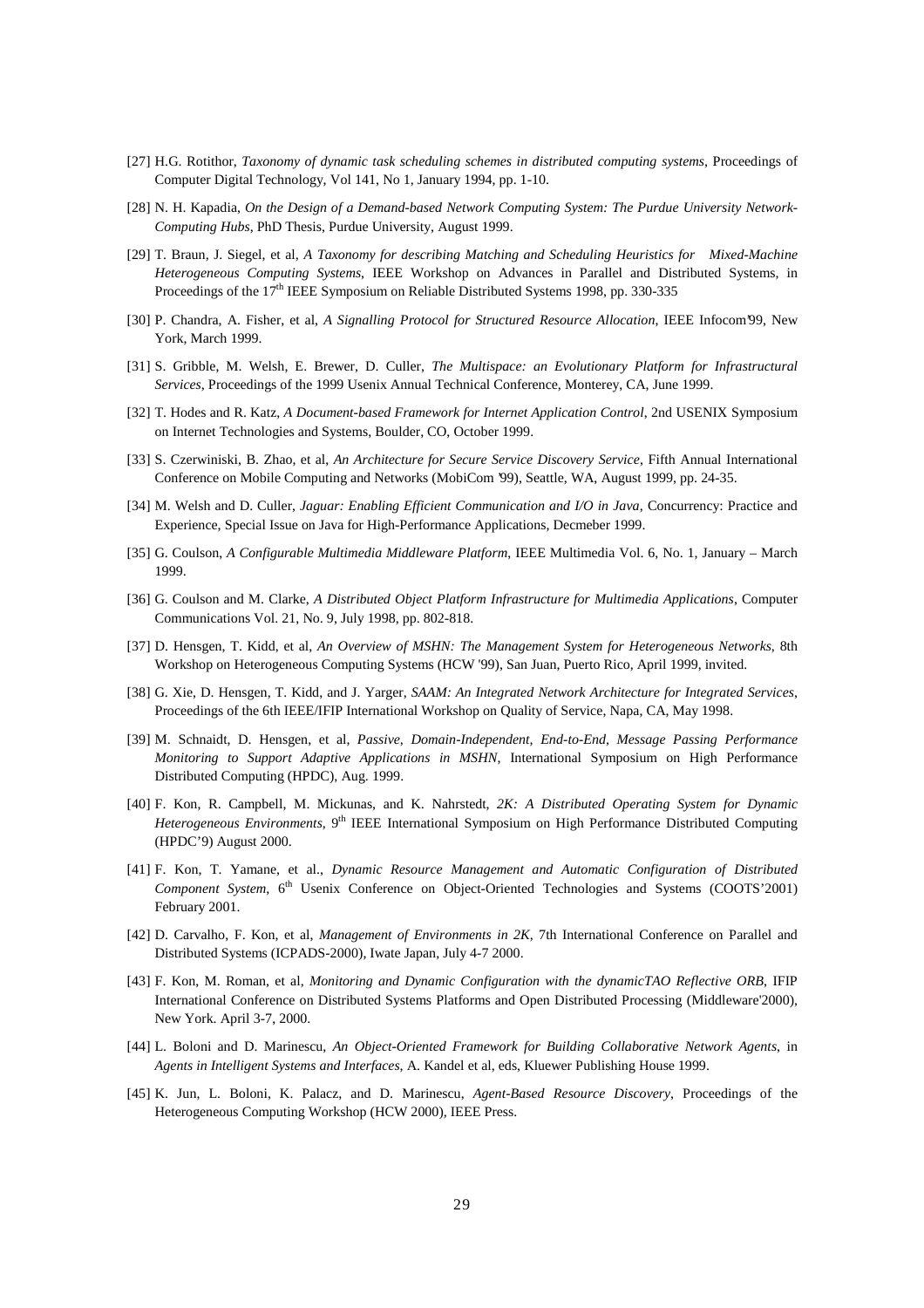[27] H.G. Rotithor, *Taxonomy of dynamic task scheduling schemes in distributed computing systems*, Proceedings of Computer Digital Technology, Vol 141, No 1, January 1994, pp. 1-10.

[28] N. H. Kapadia, *On the Design of a Demand-based Network Computing System: The Purdue University Network-Computing Hubs*, PhD Thesis, Purdue University, August 1999.

[29] T. Braun, J. Siegel, et al, *A Taxonomy for describing Matching and Scheduling Heuristics for Mixed-Machine Heterogeneous Computing Systems*, IEEE Workshop on Advances in Parallel and Distributed Systems, in Proceedings of the 17th IEEE Symposium on Reliable Distributed Systems 1998, pp. 330-335

[30] P. Chandra, A. Fisher, et al, *A Signalling Protocol for Structured Resource Allocation*, IEEE Infocom'99, New York, March 1999.

[31] S. Gribble, M. Welsh, E. Brewer, D. Culler, *The Multispace: an Evolutionary Platform for Infrastructural Services*, Proceedings of the 1999 Usenix Annual Technical Conference, Monterey, CA, June 1999.

[32] T. Hodes and R. Katz, *A Document-based Framework for Internet Application Control*, 2nd USENIX Symposium on Internet Technologies and Systems, Boulder, CO, October 1999.

[33] S. Czerwiniski, B. Zhao, et al, *An Architecture for Secure Service Discovery Service*, Fifth Annual International Conference on Mobile Computing and Networks (MobiCom '99), Seattle, WA, August 1999, pp. 24-35.

[34] M. Welsh and D. Culler, *Jaguar: Enabling Efficient Communication and I/O in Java*, Concurrency: Practice and Experience, Special Issue on Java for High-Performance Applications, Decmeber 1999.

[35] G. Coulson, *A Configurable Multimedia Middleware Platform*, IEEE Multimedia Vol. 6, No. 1, January – March 1999.

[36] G. Coulson and M. Clarke, *A Distributed Object Platform Infrastructure for Multimedia Applications*, Computer Communications Vol. 21, No. 9, July 1998, pp. 802-818.

[37] D. Hensgen, T. Kidd, et al, *An Overview of MSHN: The Management System for Heterogeneous Networks*, 8th Workshop on Heterogeneous Computing Systems (HCW '99), San Juan, Puerto Rico, April 1999, invited.

[38] G. Xie, D. Hensgen, T. Kidd, and J. Yarger, *SAAM: An Integrated Network Architecture for Integrated Services*, Proceedings of the 6th IEEE/IFIP International Workshop on Quality of Service, Napa, CA, May 1998.

[39] M. Schnaidt, D. Hensgen, et al, *Passive, Domain-Independent, End-to-End, Message Passing Performance Monitoring to Support Adaptive Applications in MSHN*, International Symposium on High Performance Distributed Computing (HPDC), Aug. 1999.

[40] F. Kon, R. Campbell, M. Mickunas, and K. Nahrstedt, *2K: A Distributed Operating System for Dynamic Heterogeneous Environments*, 9th IEEE International Symposium on High Performance Distributed Computing (HPDC'9) August 2000.

[41] F. Kon, T. Yamane, et al., *Dynamic Resource Management and Automatic Configuration of Distributed Component System*, 6th Usenix Conference on Object-Oriented Technologies and Systems (COOTS'2001) February 2001.

[42] D. Carvalho, F. Kon, et al, *Management of Environments in 2K*, 7th International Conference on Parallel and Distributed Systems (ICPADS-2000), Iwate Japan, July 4-7 2000.

[43] F. Kon, M. Roman, et al, *Monitoring and Dynamic Configuration with the dynamicTAO Reflective ORB*, IFIP International Conference on Distributed Systems Platforms and Open Distributed Processing (Middleware'2000), New York. April 3-7, 2000.

[44] L. Boloni and D. Marinescu, *An Object-Oriented Framework for Building Collaborative Network Agents*, in *Agents in Intelligent Systems and Interfaces*, A. Kandel et al, eds, Kluewer Publishing House 1999.

[45] K. Jun, L. Boloni, K. Palacz, and D. Marinescu, *Agent-Based Resource Discovery*, Proceedings of the Heterogeneous Computing Workshop (HCW 2000), IEEE Press.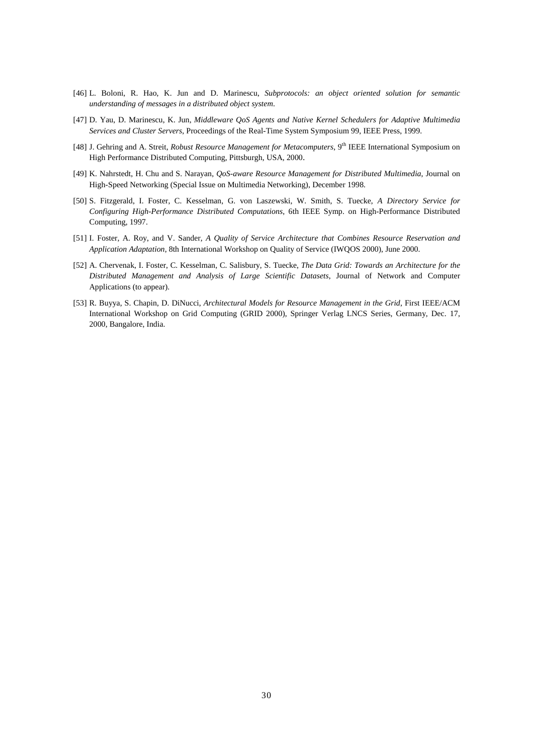[46] L. Boloni, R. Hao, K. Jun and D. Marinescu, *Subprotocols: an object oriented solution for semantic understanding of messages in a distributed object system*.

[47] D. Yau, D. Marinescu, K. Jun, *Middleware QoS Agents and Native Kernel Schedulers for Adaptive Multimedia Services and Cluster Servers*, Proceedings of the Real-Time System Symposium 99, IEEE Press, 1999.

[48] J. Gehring and A. Streit, *Robust Resource Management for Metacomputers*, 9th IEEE International Symposium on High Performance Distributed Computing, Pittsburgh, USA, 2000.

[49] K. Nahrstedt, H. Chu and S. Narayan, *QoS-aware Resource Management for Distributed Multimedia*, Journal on High-Speed Networking (Special Issue on Multimedia Networking), December 1998.

[50] S. Fitzgerald, I. Foster, C. Kesselman, G. von Laszewski, W. Smith, S. Tuecke, *A Directory Service for Configuring High-Performance Distributed Computations*, 6th IEEE Symp. on High-Performance Distributed Computing, 1997.

[51] I. Foster, A. Roy, and V. Sander, *A Quality of Service Architecture that Combines Resource Reservation and Application Adaptation*, 8th International Workshop on Quality of Service (IWQOS 2000), June 2000.

[52] A. Chervenak, I. Foster, C. Kesselman, C. Salisbury, S. Tuecke, *The Data Grid: Towards an Architecture for the Distributed Management and Analysis of Large Scientific Datasets*, Journal of Network and Computer Applications (to appear).

[53] R. Buyya, S. Chapin, D. DiNucci, *Architectural Models for Resource Management in the Grid*, First IEEE/ACM International Workshop on Grid Computing (GRID 2000), Springer Verlag LNCS Series, Germany, Dec. 17, 2000, Bangalore, India.